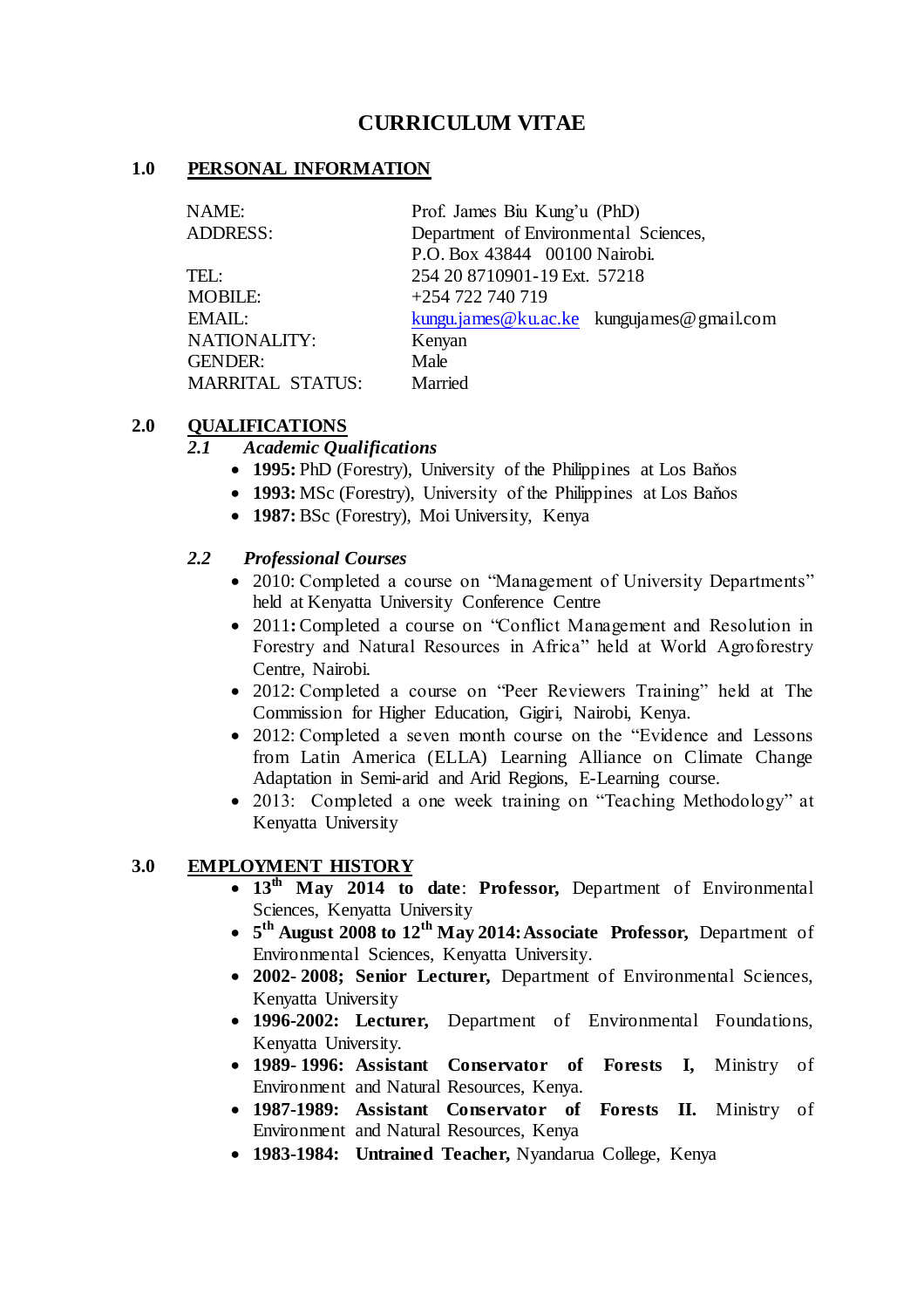# CURRICULUM VITAE

## 1.0 PERSONAL INFORMATION

| | |
|---|---|
| NAME: | Prof. James Biu Kung'u (PhD) |
| ADDRESS: | Department of Environmental Sciences, P.O. Box 43844 00100 Nairobi. |
| TEL: | 254 20 8710901-19 Ext. 57218 |
| MOBILE: | +254 722 740 719 |
| EMAIL: | kungu.james@ku.ac.ke kungujames@gmail.com |
| NATIONALITY: | Kenyan |
| GENDER: | Male |
| MARRITAL STATUS: | Married |

## 2.0 QUALIFICATIONS

### *2.1 Academic Qualifications*

- **1995:** PhD (Forestry), University of the Philippines at Los Baňos
- **1993:** MSc (Forestry), University of the Philippines at Los Baňos
- **1987:** BSc (Forestry), Moi University, Kenya

### *2.2 Professional Courses*

- 2010: Completed a course on "Management of University Departments" held at Kenyatta University Conference Centre
- 2011**:** Completed a course on "Conflict Management and Resolution in Forestry and Natural Resources in Africa" held at World Agroforestry Centre, Nairobi.
- 2012: Completed a course on "Peer Reviewers Training" held at The Commission for Higher Education, Gigiri, Nairobi, Kenya.
- 2012: Completed a seven month course on the "Evidence and Lessons from Latin America (ELLA) Learning Alliance on Climate Change Adaptation in Semi-arid and Arid Regions, E-Learning course.
- 2013: Completed a one week training on "Teaching Methodology" at Kenyatta University

## 3.0 EMPLOYMENT HISTORY

- **13th May 2014 to date**: **Professor,** Department of Environmental Sciences, Kenyatta University
- **5th August 2008 to 12th May 2014: Associate Professor,** Department of Environmental Sciences, Kenyatta University.
- **2002- 2008; Senior Lecturer,** Department of Environmental Sciences, Kenyatta University
- **1996-2002: Lecturer,** Department of Environmental Foundations, Kenyatta University.
- **1989- 1996: Assistant Conservator of Forests I,** Ministry of Environment and Natural Resources, Kenya.
- **1987-1989: Assistant Conservator of Forests II.** Ministry of Environment and Natural Resources, Kenya
- **1983-1984: Untrained Teacher,** Nyandarua College, Kenya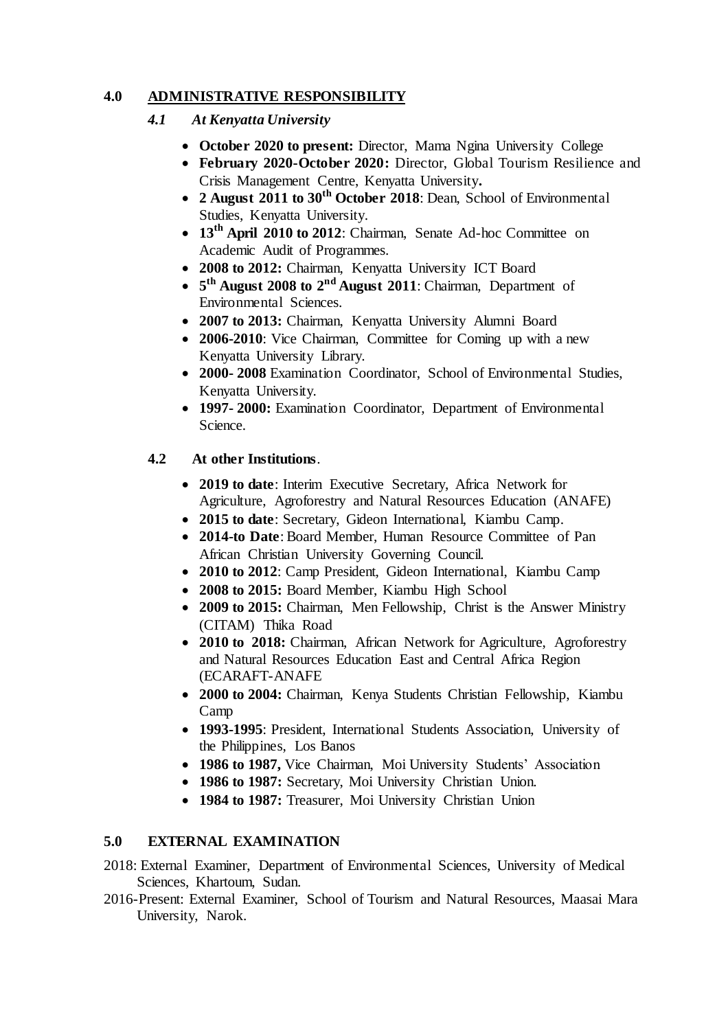## 4.0 ADMINISTRATIVE RESPONSIBILITY

### *4.1 At Kenyatta University*

- **October 2020 to present:** Director, Mama Ngina University College
- **February 2020-October 2020:** Director, Global Tourism Resilience and Crisis Management Centre, Kenyatta University**.**
- **2 August 2011 to 30th October 2018**: Dean, School of Environmental Studies, Kenyatta University.
- **13th April 2010 to 2012**: Chairman, Senate Ad-hoc Committee on Academic Audit of Programmes.
- **2008 to 2012:** Chairman, Kenyatta University ICT Board
- **5th August 2008 to 2nd August 2011**: Chairman, Department of Environmental Sciences.
- **2007 to 2013:** Chairman, Kenyatta University Alumni Board
- **2006-2010**: Vice Chairman, Committee for Coming up with a new Kenyatta University Library.
- **2000- 2008** Examination Coordinator, School of Environmental Studies, Kenyatta University.
- **1997- 2000:** Examination Coordinator, Department of Environmental Science.

### 4.2 At other Institutions.

- **2019 to date**: Interim Executive Secretary, Africa Network for Agriculture, Agroforestry and Natural Resources Education (ANAFE)
- **2015 to date**: Secretary, Gideon International, Kiambu Camp.
- **2014-to Date**: Board Member, Human Resource Committee of Pan African Christian University Governing Council.
- **2010 to 2012**: Camp President, Gideon International, Kiambu Camp
- **2008 to 2015:** Board Member, Kiambu High School
- **2009 to 2015:** Chairman, Men Fellowship, Christ is the Answer Ministry (CITAM) Thika Road
- **2010 to 2018:** Chairman, African Network for Agriculture, Agroforestry and Natural Resources Education East and Central Africa Region (ECARAFT-ANAFE
- **2000 to 2004:** Chairman, Kenya Students Christian Fellowship, Kiambu Camp
- **1993-1995**: President, International Students Association, University of the Philippines, Los Banos
- **1986 to 1987,** Vice Chairman, Moi University Students' Association
- **1986 to 1987:** Secretary, Moi University Christian Union.
- **1984 to 1987:** Treasurer, Moi University Christian Union

## 5.0 EXTERNAL EXAMINATION

2018: External Examiner, Department of Environmental Sciences, University of Medical Sciences, Khartoum, Sudan.

2016-Present: External Examiner, School of Tourism and Natural Resources, Maasai Mara University, Narok.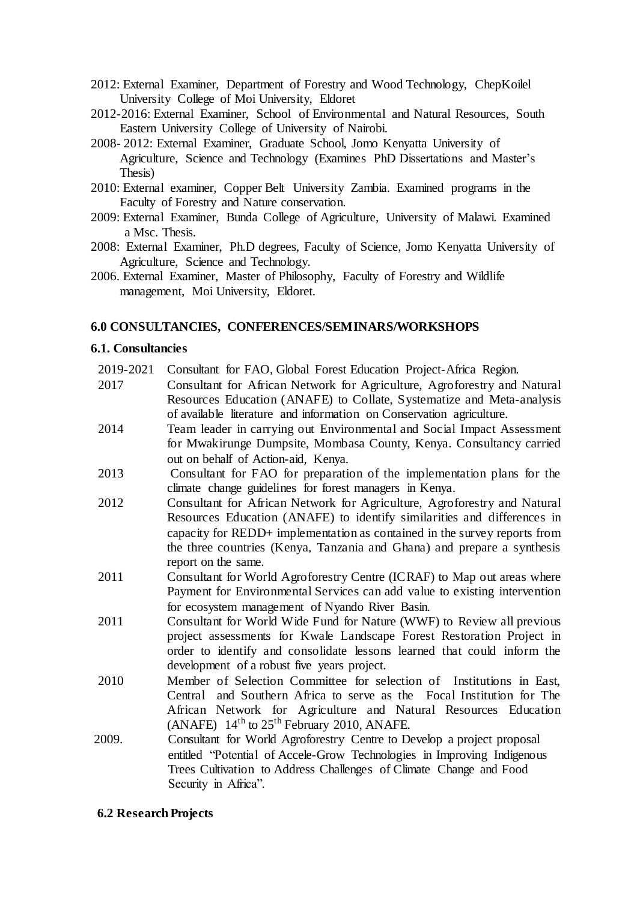2012: External Examiner, Department of Forestry and Wood Technology, ChepKoilel University College of Moi University, Eldoret

2012-2016: External Examiner, School of Environmental and Natural Resources, South Eastern University College of University of Nairobi.

2008- 2012: External Examiner, Graduate School, Jomo Kenyatta University of Agriculture, Science and Technology (Examines PhD Dissertations and Master's Thesis)

2010: External examiner, Copper Belt University Zambia. Examined programs in the Faculty of Forestry and Nature conservation.

2009: External Examiner, Bunda College of Agriculture, University of Malawi. Examined a Msc. Thesis.

2008: External Examiner, Ph.D degrees, Faculty of Science, Jomo Kenyatta University of Agriculture, Science and Technology.

2006. External Examiner, Master of Philosophy, Faculty of Forestry and Wildlife management, Moi University, Eldoret.

### 6.0 CONSULTANCIES, CONFERENCES/SEMINARS/WORKSHOPS

#### 6.1. Consultancies

2019-2021 Consultant for FAO, Global Forest Education Project-Africa Region.

2017 Consultant for African Network for Agriculture, Agroforestry and Natural Resources Education (ANAFE) to Collate, Systematize and Meta-analysis of available literature and information on Conservation agriculture.

2014 Team leader in carrying out Environmental and Social Impact Assessment for Mwakirunge Dumpsite, Mombasa County, Kenya. Consultancy carried out on behalf of Action-aid, Kenya.

2013 Consultant for FAO for preparation of the implementation plans for the climate change guidelines for forest managers in Kenya.

2012 Consultant for African Network for Agriculture, Agroforestry and Natural Resources Education (ANAFE) to identify similarities and differences in capacity for REDD+ implementation as contained in the survey reports from the three countries (Kenya, Tanzania and Ghana) and prepare a synthesis report on the same.

2011 Consultant for World Agroforestry Centre (ICRAF) to Map out areas where Payment for Environmental Services can add value to existing intervention for ecosystem management of Nyando River Basin.

2011 Consultant for World Wide Fund for Nature (WWF) to Review all previous project assessments for Kwale Landscape Forest Restoration Project in order to identify and consolidate lessons learned that could inform the development of a robust five years project.

2010 Member of Selection Committee for selection of Institutions in East, Central and Southern Africa to serve as the Focal Institution for The African Network for Agriculture and Natural Resources Education (ANAFE) 14th to 25th February 2010, ANAFE.

2009. Consultant for World Agroforestry Centre to Develop a project proposal entitled "Potential of Accele-Grow Technologies in Improving Indigenous Trees Cultivation to Address Challenges of Climate Change and Food Security in Africa".

#### 6.2 Research Projects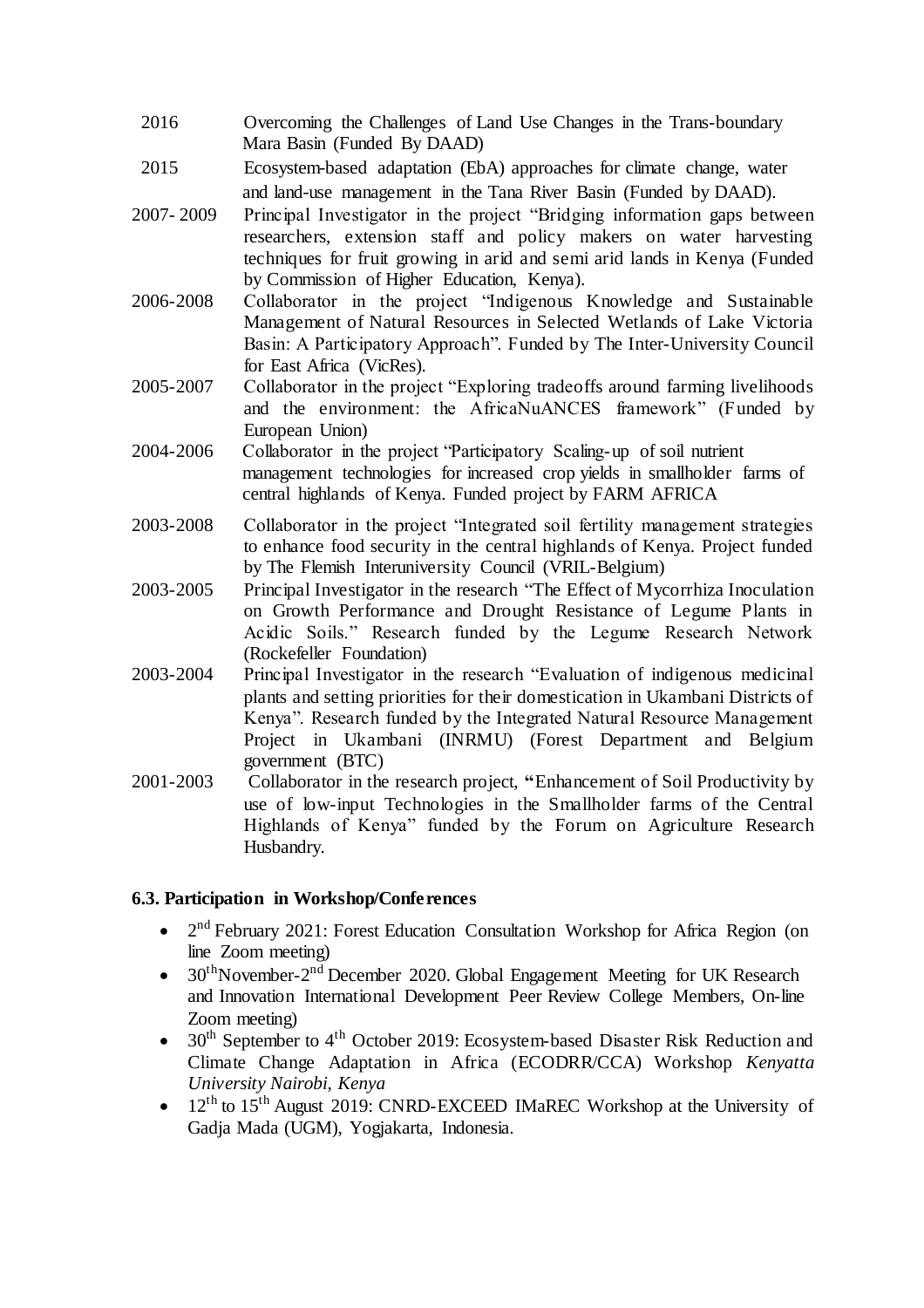2016 Overcoming the Challenges of Land Use Changes in the Trans-boundary Mara Basin (Funded By DAAD)

2015 Ecosystem-based adaptation (EbA) approaches for climate change, water and land-use management in the Tana River Basin (Funded by DAAD).

2007- 2009 Principal Investigator in the project "Bridging information gaps between researchers, extension staff and policy makers on water harvesting techniques for fruit growing in arid and semi arid lands in Kenya (Funded by Commission of Higher Education, Kenya).

2006-2008 Collaborator in the project "Indigenous Knowledge and Sustainable Management of Natural Resources in Selected Wetlands of Lake Victoria Basin: A Participatory Approach". Funded by The Inter-University Council for East Africa (VicRes).

2005-2007 Collaborator in the project "Exploring tradeoffs around farming livelihoods and the environment: the AfricaNuANCES framework" (Funded by European Union)

2004-2006 Collaborator in the project "Participatory Scaling-up of soil nutrient management technologies for increased crop yields in smallholder farms of central highlands of Kenya. Funded project by FARM AFRICA

2003-2008 Collaborator in the project "Integrated soil fertility management strategies to enhance food security in the central highlands of Kenya. Project funded by The Flemish Interuniversity Council (VRIL-Belgium)

2003-2005 Principal Investigator in the research "The Effect of Mycorrhiza Inoculation on Growth Performance and Drought Resistance of Legume Plants in Acidic Soils." Research funded by the Legume Research Network (Rockefeller Foundation)

2003-2004 Principal Investigator in the research "Evaluation of indigenous medicinal plants and setting priorities for their domestication in Ukambani Districts of Kenya". Research funded by the Integrated Natural Resource Management Project in Ukambani (INRMU) (Forest Department and Belgium government (BTC)

2001-2003 Collaborator in the research project, **"**Enhancement of Soil Productivity by use of low-input Technologies in the Smallholder farms of the Central Highlands of Kenya" funded by the Forum on Agriculture Research Husbandry.

### 6.3. Participation in Workshop/Conferences

- 2nd February 2021: Forest Education Consultation Workshop for Africa Region (on line Zoom meeting)
- 30thNovember-2nd December 2020. Global Engagement Meeting for UK Research and Innovation International Development Peer Review College Members, On-line Zoom meeting)
- 30th September to 4th October 2019: Ecosystem-based Disaster Risk Reduction and Climate Change Adaptation in Africa (ECODRR/CCA) Workshop *Kenyatta University Nairobi, Kenya*
- 12th to 15th August 2019: CNRD-EXCEED IMaREC Workshop at the University of Gadja Mada (UGM), Yogjakarta, Indonesia.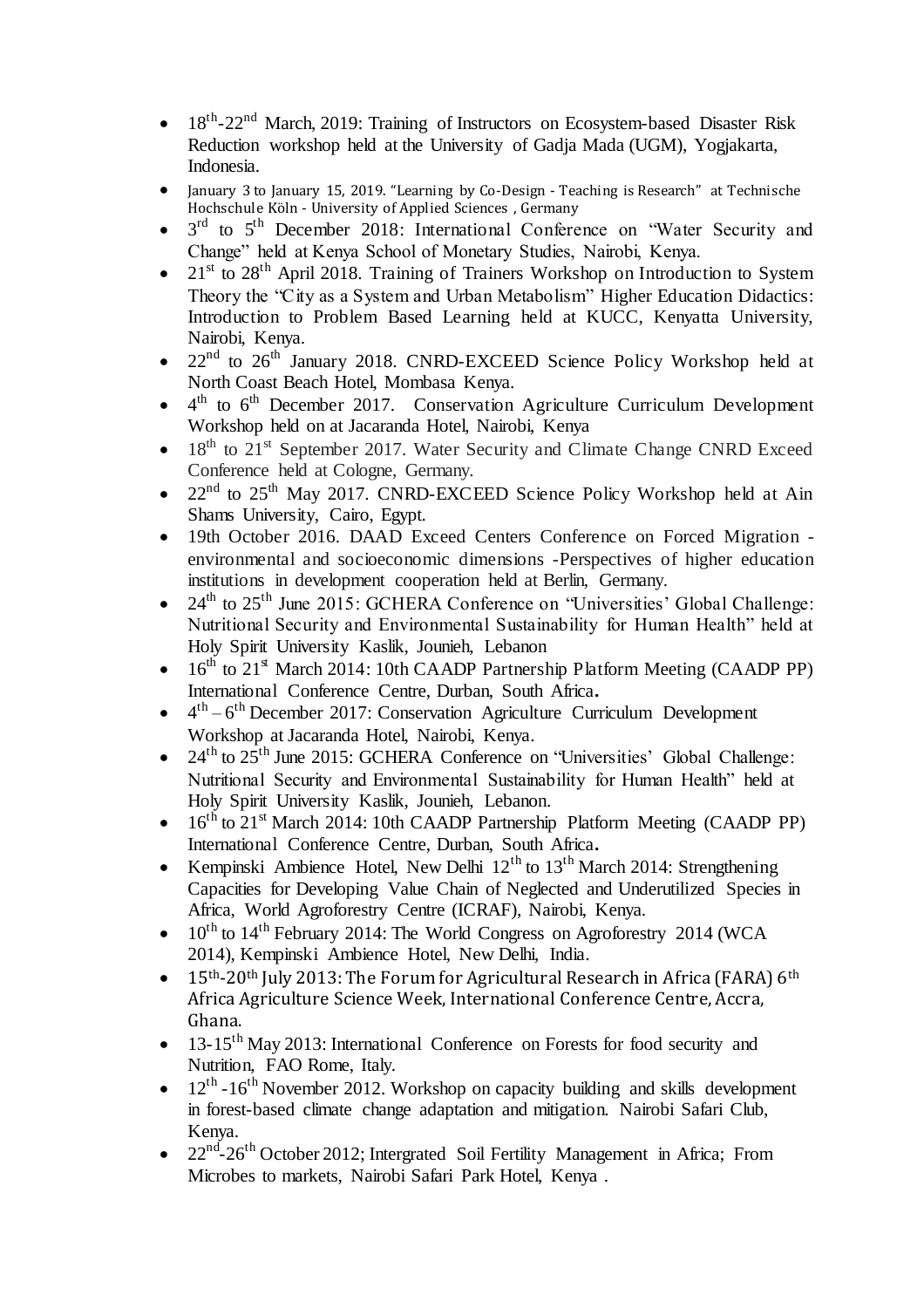- 18th-22nd March, 2019: Training of Instructors on Ecosystem-based Disaster Risk Reduction workshop held at the University of Gadja Mada (UGM), Yogjakarta, Indonesia.
- January 3 to January 15, 2019. "Learning by Co-Design - Teaching is Research" at Technische Hochschule Köln - University of Applied Sciences , Germany
- 3rd to 5th December 2018: International Conference on "Water Security and Change" held at Kenya School of Monetary Studies, Nairobi, Kenya.
- 21st to 28th April 2018. Training of Trainers Workshop on Introduction to System Theory the "City as a System and Urban Metabolism" Higher Education Didactics: Introduction to Problem Based Learning held at KUCC, Kenyatta University, Nairobi, Kenya.
- 22nd to 26th January 2018. CNRD-EXCEED Science Policy Workshop held at North Coast Beach Hotel, Mombasa Kenya.
- 4th to 6th December 2017. Conservation Agriculture Curriculum Development Workshop held on at Jacaranda Hotel, Nairobi, Kenya
- 18th to 21st September 2017. Water Security and Climate Change CNRD Exceed Conference held at Cologne, Germany.
- 22nd to 25th May 2017. CNRD-EXCEED Science Policy Workshop held at Ain Shams University, Cairo, Egypt.
- 19th October 2016. DAAD Exceed Centers Conference on Forced Migration - environmental and socioeconomic dimensions -Perspectives of higher education institutions in development cooperation held at Berlin, Germany.
- 24th to 25th June 2015: GCHERA Conference on "Universities' Global Challenge: Nutritional Security and Environmental Sustainability for Human Health" held at Holy Spirit University Kaslik, Jounieh, Lebanon
- 16th to 21st March 2014: 10th CAADP Partnership Platform Meeting (CAADP PP) International Conference Centre, Durban, South Africa**.**
- 4th – 6th December 2017: Conservation Agriculture Curriculum Development Workshop at Jacaranda Hotel, Nairobi, Kenya.
- 24th to 25th June 2015: GCHERA Conference on "Universities' Global Challenge: Nutritional Security and Environmental Sustainability for Human Health" held at Holy Spirit University Kaslik, Jounieh, Lebanon.
- 16th to 21st March 2014: 10th CAADP Partnership Platform Meeting (CAADP PP) International Conference Centre, Durban, South Africa**.**
- Kempinski Ambience Hotel, New Delhi 12th to 13th March 2014: Strengthening Capacities for Developing Value Chain of Neglected and Underutilized Species in Africa, World Agroforestry Centre (ICRAF), Nairobi, Kenya.
- 10th to 14th February 2014: The World Congress on Agroforestry 2014 (WCA 2014), Kempinski Ambience Hotel, New Delhi, India.
- 15th-20th July 2013: The Forum for Agricultural Research in Africa (FARA) 6th Africa Agriculture Science Week, International Conference Centre, Accra, Ghana.
- 13-15th May 2013: International Conference on Forests for food security and Nutrition, FAO Rome, Italy.
- 12th -16th November 2012. Workshop on capacity building and skills development in forest-based climate change adaptation and mitigation. Nairobi Safari Club, Kenya.
- 22nd-26th October 2012; Intergrated Soil Fertility Management in Africa; From Microbes to markets, Nairobi Safari Park Hotel, Kenya .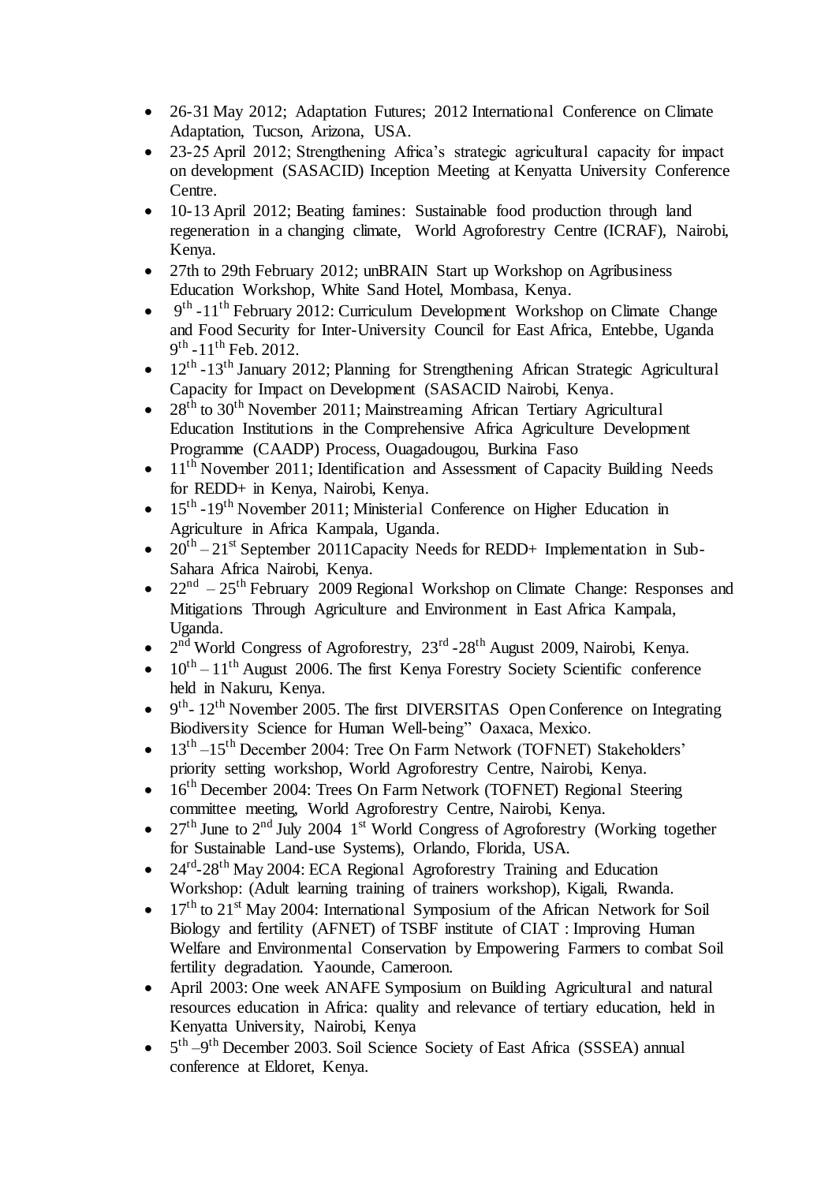- 26-31 May 2012; Adaptation Futures; 2012 International Conference on Climate Adaptation, Tucson, Arizona, USA.
- 23-25 April 2012; Strengthening Africa's strategic agricultural capacity for impact on development (SASACID) Inception Meeting at Kenyatta University Conference Centre.
- 10-13 April 2012; Beating famines: Sustainable food production through land regeneration in a changing climate, World Agroforestry Centre (ICRAF), Nairobi, Kenya.
- 27th to 29th February 2012; unBRAIN Start up Workshop on Agribusiness Education Workshop, White Sand Hotel, Mombasa, Kenya.
- 9th -11th February 2012: Curriculum Development Workshop on Climate Change and Food Security for Inter-University Council for East Africa, Entebbe, Uganda 9th -11th Feb. 2012.
- 12th -13th January 2012; Planning for Strengthening African Strategic Agricultural Capacity for Impact on Development (SASACID Nairobi, Kenya.
- 28th to 30th November 2011; Mainstreaming African Tertiary Agricultural Education Institutions in the Comprehensive Africa Agriculture Development Programme (CAADP) Process, Ouagadougou, Burkina Faso
- 11th November 2011; Identification and Assessment of Capacity Building Needs for REDD+ in Kenya, Nairobi, Kenya.
- 15th -19th November 2011; Ministerial Conference on Higher Education in Agriculture in Africa Kampala, Uganda.
- 20th – 21st September 2011Capacity Needs for REDD+ Implementation in Sub-Sahara Africa Nairobi, Kenya.
- 22nd – 25th February 2009 Regional Workshop on Climate Change: Responses and Mitigations Through Agriculture and Environment in East Africa Kampala, Uganda.
- 2nd World Congress of Agroforestry, 23rd -28th August 2009, Nairobi, Kenya.
- 10th – 11th August 2006. The first Kenya Forestry Society Scientific conference held in Nakuru, Kenya.
- 9th- 12th November 2005. The first DIVERSITAS Open Conference on Integrating Biodiversity Science for Human Well-being" Oaxaca, Mexico.
- 13th –15th December 2004: Tree On Farm Network (TOFNET) Stakeholders' priority setting workshop, World Agroforestry Centre, Nairobi, Kenya.
- 16th December 2004: Trees On Farm Network (TOFNET) Regional Steering committee meeting, World Agroforestry Centre, Nairobi, Kenya.
- 27th June to 2nd July 2004 1st World Congress of Agroforestry (Working together for Sustainable Land-use Systems), Orlando, Florida, USA.
- 24rd-28th May 2004: ECA Regional Agroforestry Training and Education Workshop: (Adult learning training of trainers workshop), Kigali, Rwanda.
- 17th to 21st May 2004: International Symposium of the African Network for Soil Biology and fertility (AFNET) of TSBF institute of CIAT : Improving Human Welfare and Environmental Conservation by Empowering Farmers to combat Soil fertility degradation. Yaounde, Cameroon.
- April 2003: One week ANAFE Symposium on Building Agricultural and natural resources education in Africa: quality and relevance of tertiary education, held in Kenyatta University, Nairobi, Kenya
- 5th –9th December 2003. Soil Science Society of East Africa (SSSEA) annual conference at Eldoret, Kenya.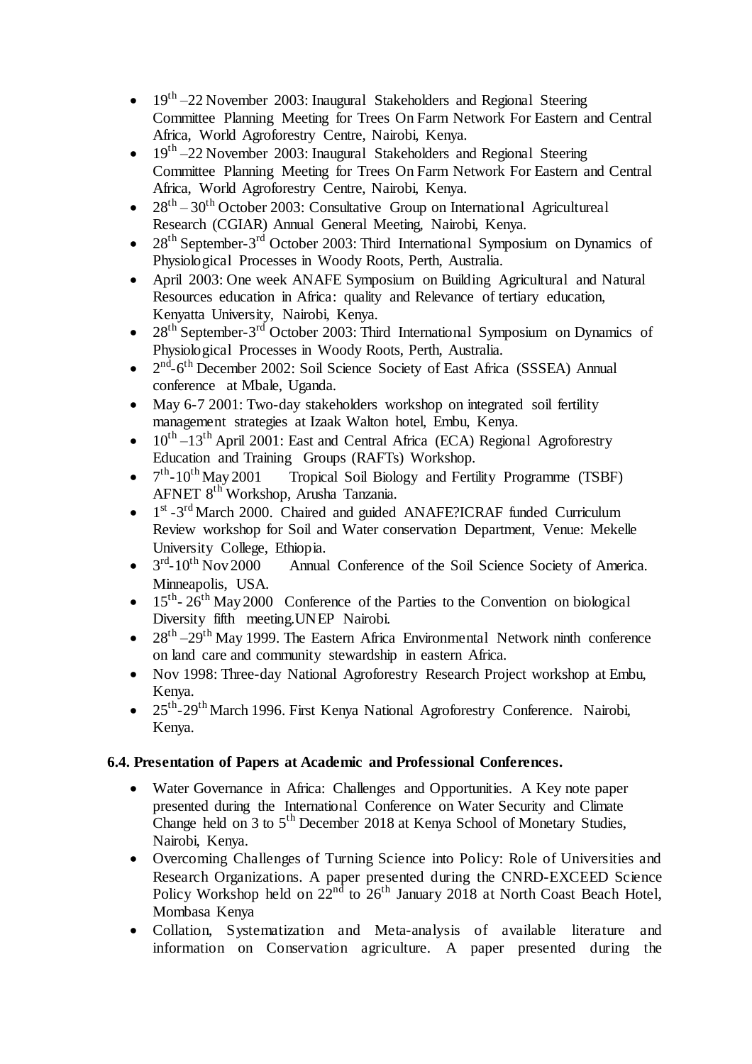- $19^{th}$ –22 November 2003: Inaugural Stakeholders and Regional Steering Committee Planning Meeting for Trees On Farm Network For Eastern and Central Africa, World Agroforestry Centre, Nairobi, Kenya.
- $19^{th}$ –22 November 2003: Inaugural Stakeholders and Regional Steering Committee Planning Meeting for Trees On Farm Network For Eastern and Central Africa, World Agroforestry Centre, Nairobi, Kenya.
- $28^{th}$ – $30^{th}$ October 2003: Consultative Group on International Agricultureal Research (CGIAR) Annual General Meeting, Nairobi, Kenya.
- $28^{th}$ September-$3^{rd}$ October 2003: Third International Symposium on Dynamics of Physiological Processes in Woody Roots, Perth, Australia.
- April 2003: One week ANAFE Symposium on Building Agricultural and Natural Resources education in Africa: quality and Relevance of tertiary education, Kenyatta University, Nairobi, Kenya.
- $28^{th}$ September-$3^{rd}$ October 2003: Third International Symposium on Dynamics of Physiological Processes in Woody Roots, Perth, Australia.
- $2^{nd}$-$6^{th}$ December 2002: Soil Science Society of East Africa (SSSEA) Annual conference at Mbale, Uganda.
- May 6-7 2001: Two-day stakeholders workshop on integrated soil fertility management strategies at Izaak Walton hotel, Embu, Kenya.
- $10^{th}$ –$13^{th}$ April 2001: East and Central Africa (ECA) Regional Agroforestry Education and Training Groups (RAFTs) Workshop.
- $7^{th}$-$10^{th}$ May 2001 Tropical Soil Biology and Fertility Programme (TSBF) AFNET $8^{th}$ Workshop, Arusha Tanzania.
- $1^{st}$ -$3^{rd}$ March 2000. Chaired and guided ANAFE?ICRAF funded Curriculum Review workshop for Soil and Water conservation Department, Venue: Mekelle University College, Ethiopia.
- $3^{rd}$-$10^{th}$ Nov 2000 Annual Conference of the Soil Science Society of America. Minneapolis, USA.
- $15^{th}$- $26^{th}$ May 2000 Conference of the Parties to the Convention on biological Diversity fifth meeting.UNEP Nairobi.
- $28^{th}$ –$29^{th}$ May 1999. The Eastern Africa Environmental Network ninth conference on land care and community stewardship in eastern Africa.
- Nov 1998: Three-day National Agroforestry Research Project workshop at Embu, Kenya.
- $25^{th}$-$29^{th}$ March 1996. First Kenya National Agroforestry Conference. Nairobi, Kenya.

**6.4. Presentation of Papers at Academic and Professional Conferences.**

- Water Governance in Africa: Challenges and Opportunities. A Key note paper presented during the International Conference on Water Security and Climate Change held on 3 to $5^{th}$ December 2018 at Kenya School of Monetary Studies, Nairobi, Kenya.
- Overcoming Challenges of Turning Science into Policy: Role of Universities and Research Organizations. A paper presented during the CNRD-EXCEED Science Policy Workshop held on $22^{nd}$ to $26^{th}$ January 2018 at North Coast Beach Hotel, Mombasa Kenya
- Collation, Systematization and Meta-analysis of available literature and information on Conservation agriculture. A paper presented during the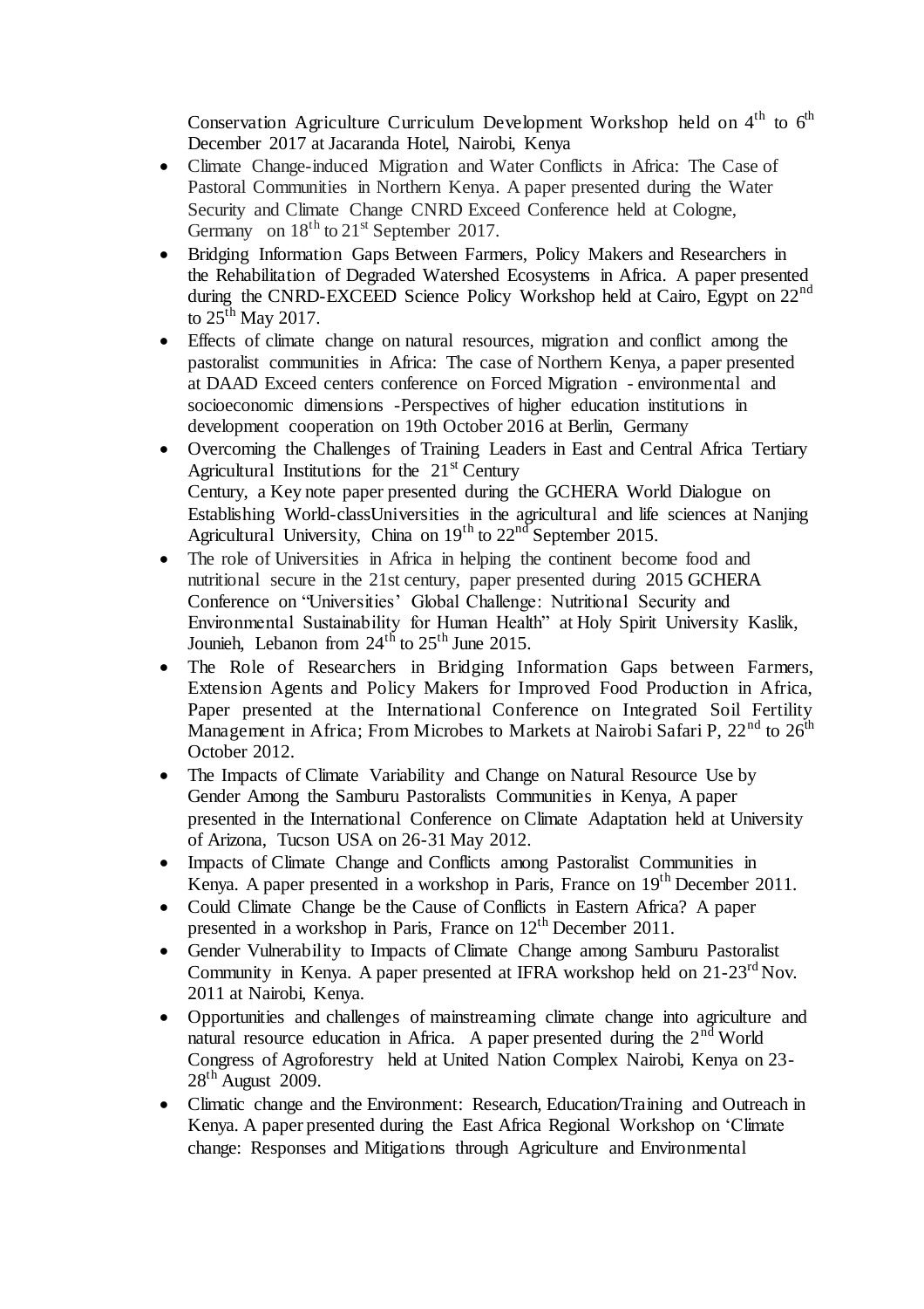Conservation Agriculture Curriculum Development Workshop held on 4th to 6th December 2017 at Jacaranda Hotel, Nairobi, Kenya

- Climate Change-induced Migration and Water Conflicts in Africa: The Case of Pastoral Communities in Northern Kenya. A paper presented during the Water Security and Climate Change CNRD Exceed Conference held at Cologne, Germany on 18th to 21st September 2017.
- Bridging Information Gaps Between Farmers, Policy Makers and Researchers in the Rehabilitation of Degraded Watershed Ecosystems in Africa. A paper presented during the CNRD-EXCEED Science Policy Workshop held at Cairo, Egypt on 22nd to 25th May 2017.
- Effects of climate change on natural resources, migration and conflict among the pastoralist communities in Africa: The case of Northern Kenya, a paper presented at DAAD Exceed centers conference on Forced Migration - environmental and socioeconomic dimensions -Perspectives of higher education institutions in development cooperation on 19th October 2016 at Berlin, Germany
- Overcoming the Challenges of Training Leaders in East and Central Africa Tertiary Agricultural Institutions for the 21st Century
  Century, a Key note paper presented during the GCHERA World Dialogue on Establishing World-classUniversities in the agricultural and life sciences at Nanjing Agricultural University, China on 19th to 22nd September 2015.
- The role of Universities in Africa in helping the continent become food and nutritional secure in the 21st century, paper presented during 2015 GCHERA Conference on "Universities' Global Challenge: Nutritional Security and Environmental Sustainability for Human Health" at Holy Spirit University Kaslik, Jounieh, Lebanon from 24th to 25th June 2015.
- The Role of Researchers in Bridging Information Gaps between Farmers, Extension Agents and Policy Makers for Improved Food Production in Africa, Paper presented at the International Conference on Integrated Soil Fertility Management in Africa; From Microbes to Markets at Nairobi Safari P, 22nd to 26th October 2012.
- The Impacts of Climate Variability and Change on Natural Resource Use by Gender Among the Samburu Pastoralists Communities in Kenya, A paper presented in the International Conference on Climate Adaptation held at University of Arizona, Tucson USA on 26-31 May 2012.
- Impacts of Climate Change and Conflicts among Pastoralist Communities in Kenya. A paper presented in a workshop in Paris, France on 19th December 2011.
- Could Climate Change be the Cause of Conflicts in Eastern Africa? A paper presented in a workshop in Paris, France on 12th December 2011.
- Gender Vulnerability to Impacts of Climate Change among Samburu Pastoralist Community in Kenya. A paper presented at IFRA workshop held on 21-23rd Nov. 2011 at Nairobi, Kenya.
- Opportunities and challenges of mainstreaming climate change into agriculture and natural resource education in Africa. A paper presented during the 2nd World Congress of Agroforestry held at United Nation Complex Nairobi, Kenya on 23-28th August 2009.
- Climatic change and the Environment: Research, Education/Training and Outreach in Kenya. A paper presented during the East Africa Regional Workshop on 'Climate change: Responses and Mitigations through Agriculture and Environmental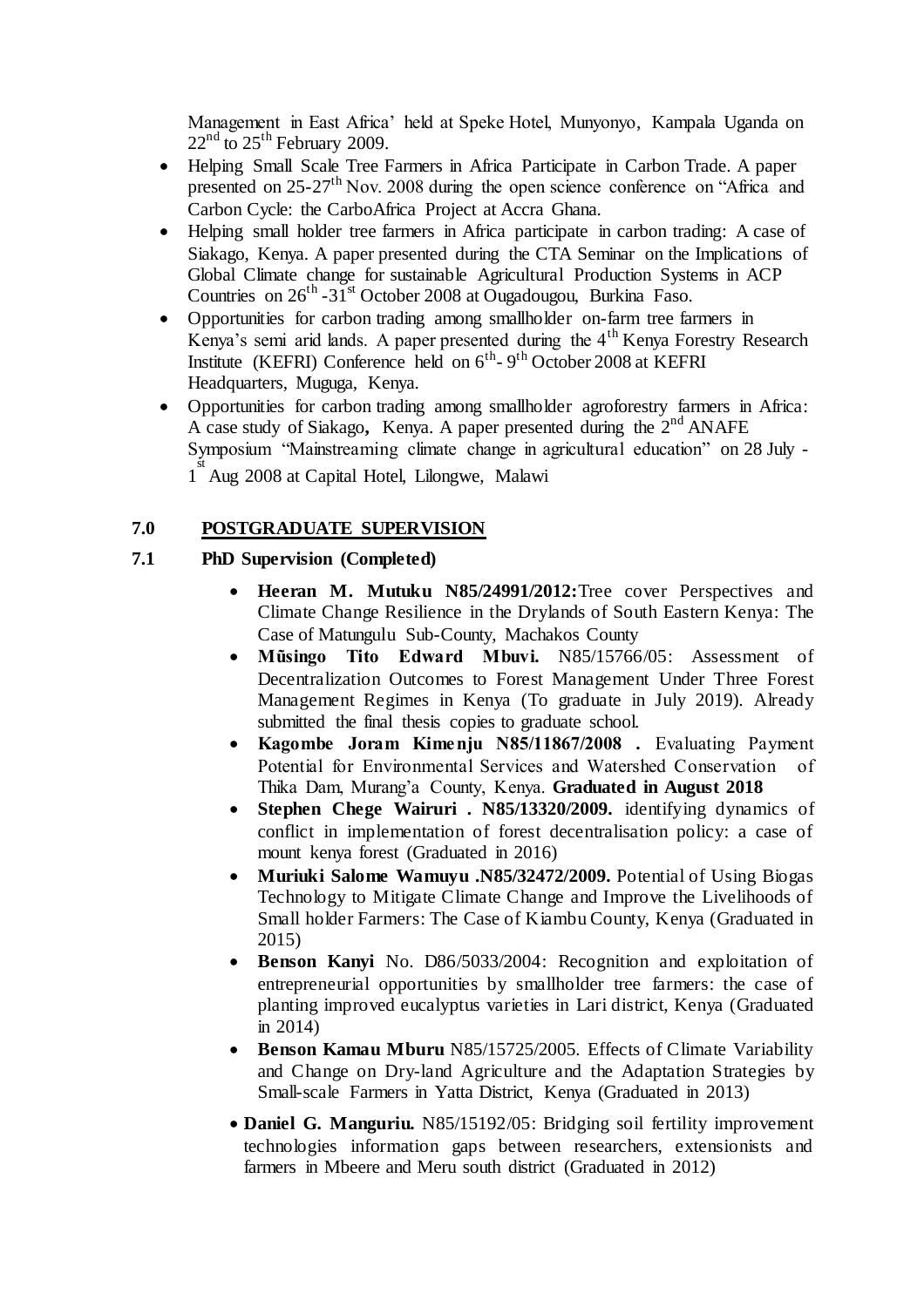Management in East Africa' held at Speke Hotel, Munyonyo, Kampala Uganda on 22nd to 25th February 2009.

- Helping Small Scale Tree Farmers in Africa Participate in Carbon Trade. A paper presented on 25-27th Nov. 2008 during the open science conference on "Africa and Carbon Cycle: the CarboAfrica Project at Accra Ghana.
- Helping small holder tree farmers in Africa participate in carbon trading: A case of Siakago, Kenya. A paper presented during the CTA Seminar on the Implications of Global Climate change for sustainable Agricultural Production Systems in ACP Countries on 26th -31st October 2008 at Ougadougou, Burkina Faso.
- Opportunities for carbon trading among smallholder on-farm tree farmers in Kenya's semi arid lands. A paper presented during the 4th Kenya Forestry Research Institute (KEFRI) Conference held on 6th- 9th October 2008 at KEFRI Headquarters, Muguga, Kenya.
- Opportunities for carbon trading among smallholder agroforestry farmers in Africa: A case study of Siakago**,** Kenya. A paper presented during the 2nd ANAFE Symposium "Mainstreaming climate change in agricultural education" on 28 July - 1st Aug 2008 at Capital Hotel, Lilongwe, Malawi

## 7.0 POSTGRADUATE SUPERVISION

### 7.1 PhD Supervision (Completed)

- **Heeran M. Mutuku N85/24991/2012:**Tree cover Perspectives and Climate Change Resilience in the Drylands of South Eastern Kenya: The Case of Matungulu Sub-County, Machakos County
- **Mũsingo Tito Edward Mbuvi.** N85/15766/05: Assessment of Decentralization Outcomes to Forest Management Under Three Forest Management Regimes in Kenya (To graduate in July 2019). Already submitted the final thesis copies to graduate school.
- **Kagombe Joram Kimenju N85/11867/2008 .** Evaluating Payment Potential for Environmental Services and Watershed Conservation of Thika Dam, Murang'a County, Kenya. **Graduated in August 2018**
- **Stephen Chege Wairuri . N85/13320/2009.** identifying dynamics of conflict in implementation of forest decentralisation policy: a case of mount kenya forest (Graduated in 2016)
- **Muriuki Salome Wamuyu .N85/32472/2009.** Potential of Using Biogas Technology to Mitigate Climate Change and Improve the Livelihoods of Small holder Farmers: The Case of Kiambu County, Kenya (Graduated in 2015)
- **Benson Kanyi** No. D86/5033/2004: Recognition and exploitation of entrepreneurial opportunities by smallholder tree farmers: the case of planting improved eucalyptus varieties in Lari district, Kenya (Graduated in 2014)
- **Benson Kamau Mburu** N85/15725/2005. Effects of Climate Variability and Change on Dry-land Agriculture and the Adaptation Strategies by Small-scale Farmers in Yatta District, Kenya (Graduated in 2013)
- **Daniel G. Manguriu.** N85/15192/05: Bridging soil fertility improvement technologies information gaps between researchers, extensionists and farmers in Mbeere and Meru south district (Graduated in 2012)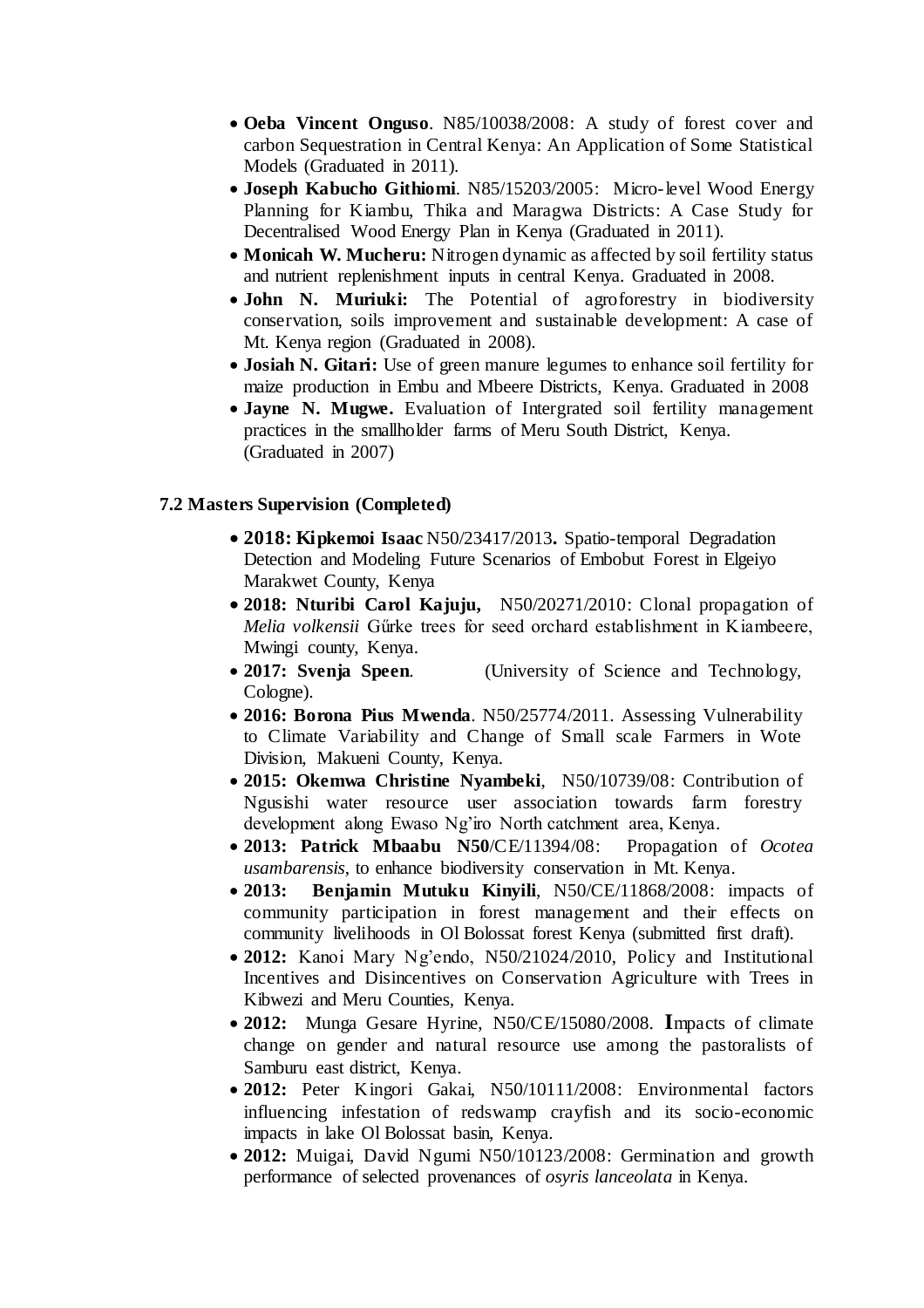- **Oeba Vincent Onguso**. N85/10038/2008: A study of forest cover and carbon Sequestration in Central Kenya: An Application of Some Statistical Models (Graduated in 2011).
- **Joseph Kabucho Githiomi**. N85/15203/2005: Micro-level Wood Energy Planning for Kiambu, Thika and Maragwa Districts: A Case Study for Decentralised Wood Energy Plan in Kenya (Graduated in 2011).
- **Monicah W. Mucheru:** Nitrogen dynamic as affected by soil fertility status and nutrient replenishment inputs in central Kenya. Graduated in 2008.
- **John N. Muriuki:** The Potential of agroforestry in biodiversity conservation, soils improvement and sustainable development: A case of Mt. Kenya region (Graduated in 2008).
- **Josiah N. Gitari:** Use of green manure legumes to enhance soil fertility for maize production in Embu and Mbeere Districts, Kenya. Graduated in 2008
- **Jayne N. Mugwe.** Evaluation of Intergrated soil fertility management practices in the smallholder farms of Meru South District, Kenya. (Graduated in 2007)

### 7.2 Masters Supervision (Completed)

- **2018: Kipkemoi Isaac** N50/23417/2013**.** Spatio-temporal Degradation Detection and Modeling Future Scenarios of Embobut Forest in Elgeiyo Marakwet County, Kenya
- **2018: Nturibi Carol Kajuju,** N50/20271/2010: Clonal propagation of *Melia volkensii* Gűrke trees for seed orchard establishment in Kiambeere, Mwingi county, Kenya.
- **2017: Svenja Speen**. (University of Science and Technology, Cologne).
- **2016: Borona Pius Mwenda**. N50/25774/2011. Assessing Vulnerability to Climate Variability and Change of Small scale Farmers in Wote Division, Makueni County, Kenya.
- **2015: Okemwa Christine Nyambeki**, N50/10739/08: Contribution of Ngusishi water resource user association towards farm forestry development along Ewaso Ng'iro North catchment area, Kenya.
- **2013: Patrick Mbaabu N50**/CE/11394/08: Propagation of *Ocotea usambarensis*, to enhance biodiversity conservation in Mt. Kenya.
- **2013: Benjamin Mutuku Kinyili**, N50/CE/11868/2008: impacts of community participation in forest management and their effects on community livelihoods in Ol Bolossat forest Kenya (submitted first draft).
- **2012:** Kanoi Mary Ng'endo, N50/21024/2010, Policy and Institutional Incentives and Disincentives on Conservation Agriculture with Trees in Kibwezi and Meru Counties, Kenya.
- **2012:** Munga Gesare Hyrine, N50/CE/15080/2008. **I**mpacts of climate change on gender and natural resource use among the pastoralists of Samburu east district, Kenya.
- **2012:** Peter Kingori Gakai, N50/10111/2008: Environmental factors influencing infestation of redswamp crayfish and its socio-economic impacts in lake Ol Bolossat basin, Kenya.
- **2012:** Muigai, David Ngumi N50/10123/2008: Germination and growth performance of selected provenances of *osyris lanceolata* in Kenya.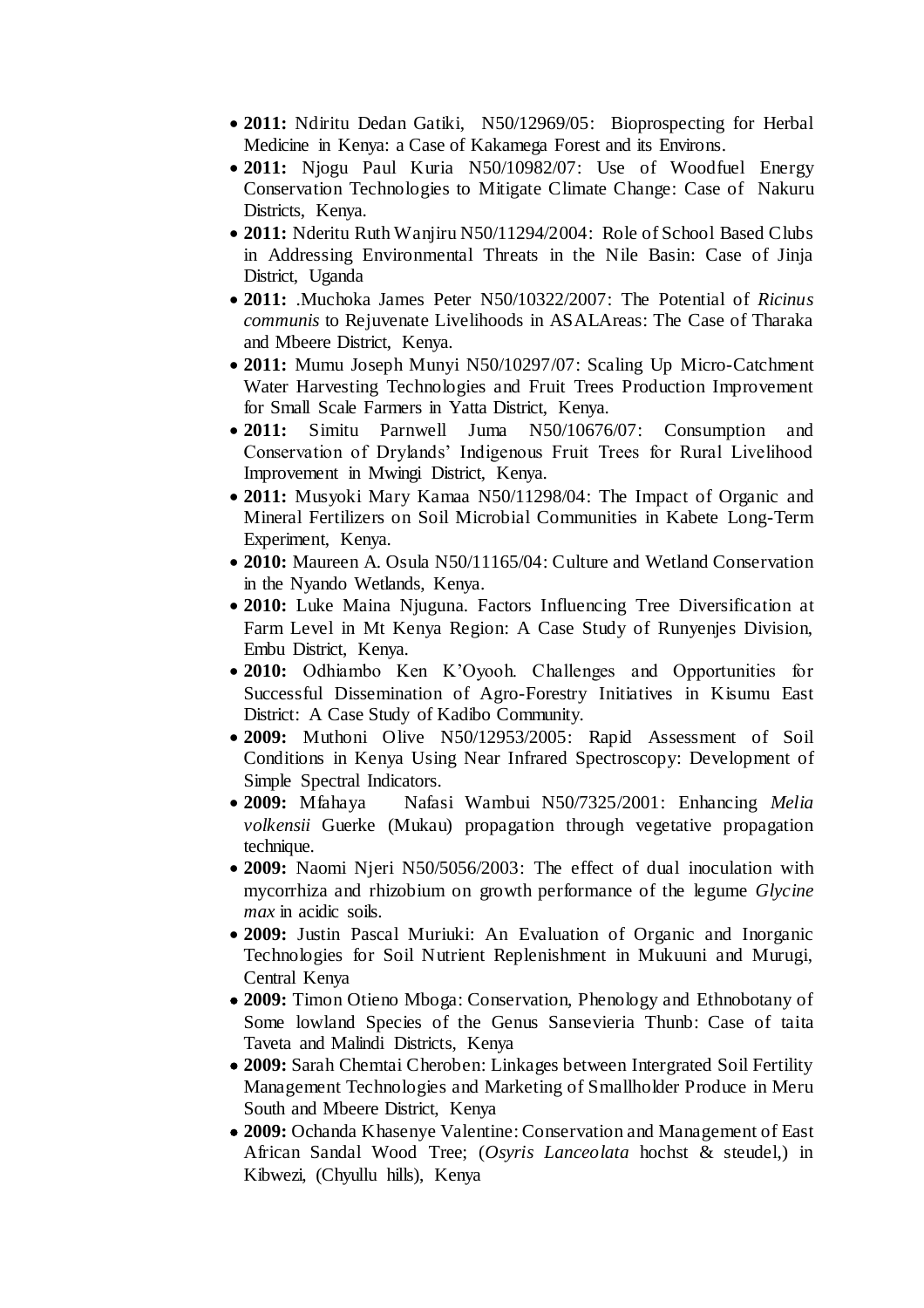- **2011:** Ndiritu Dedan Gatiki, N50/12969/05: Bioprospecting for Herbal Medicine in Kenya: a Case of Kakamega Forest and its Environs.
- **2011:** Njogu Paul Kuria N50/10982/07: Use of Woodfuel Energy Conservation Technologies to Mitigate Climate Change: Case of Nakuru Districts, Kenya.
- **2011:** Nderitu Ruth Wanjiru N50/11294/2004: Role of School Based Clubs in Addressing Environmental Threats in the Nile Basin: Case of Jinja District, Uganda
- **2011:** .Muchoka James Peter N50/10322/2007: The Potential of *Ricinus communis* to Rejuvenate Livelihoods in ASALAreas: The Case of Tharaka and Mbeere District, Kenya.
- **2011:** Mumu Joseph Munyi N50/10297/07: Scaling Up Micro-Catchment Water Harvesting Technologies and Fruit Trees Production Improvement for Small Scale Farmers in Yatta District, Kenya.
- **2011:** Simitu Parnwell Juma N50/10676/07: Consumption and Conservation of Drylands' Indigenous Fruit Trees for Rural Livelihood Improvement in Mwingi District, Kenya.
- **2011:** Musyoki Mary Kamaa N50/11298/04: The Impact of Organic and Mineral Fertilizers on Soil Microbial Communities in Kabete Long-Term Experiment, Kenya.
- **2010:** Maureen A. Osula N50/11165/04: Culture and Wetland Conservation in the Nyando Wetlands, Kenya.
- **2010:** Luke Maina Njuguna. Factors Influencing Tree Diversification at Farm Level in Mt Kenya Region: A Case Study of Runyenjes Division, Embu District, Kenya.
- **2010:** Odhiambo Ken K'Oyooh. Challenges and Opportunities for Successful Dissemination of Agro-Forestry Initiatives in Kisumu East District: A Case Study of Kadibo Community.
- **2009:** Muthoni Olive N50/12953/2005: Rapid Assessment of Soil Conditions in Kenya Using Near Infrared Spectroscopy: Development of Simple Spectral Indicators.
- **2009:** Mfahaya Nafasi Wambui N50/7325/2001: Enhancing *Melia volkensii* Guerke (Mukau) propagation through vegetative propagation technique.
- **2009:** Naomi Njeri N50/5056/2003: The effect of dual inoculation with mycorrhiza and rhizobium on growth performance of the legume *Glycine max* in acidic soils.
- **2009:** Justin Pascal Muriuki: An Evaluation of Organic and Inorganic Technologies for Soil Nutrient Replenishment in Mukuuni and Murugi, Central Kenya
- **2009:** Timon Otieno Mboga: Conservation, Phenology and Ethnobotany of Some lowland Species of the Genus Sansevieria Thunb: Case of taita Taveta and Malindi Districts, Kenya
- **2009:** Sarah Chemtai Cheroben: Linkages between Intergrated Soil Fertility Management Technologies and Marketing of Smallholder Produce in Meru South and Mbeere District, Kenya
- **2009:** Ochanda Khasenye Valentine: Conservation and Management of East African Sandal Wood Tree; (*Osyris Lanceolata* hochst & steudel,) in Kibwezi, (Chyullu hills), Kenya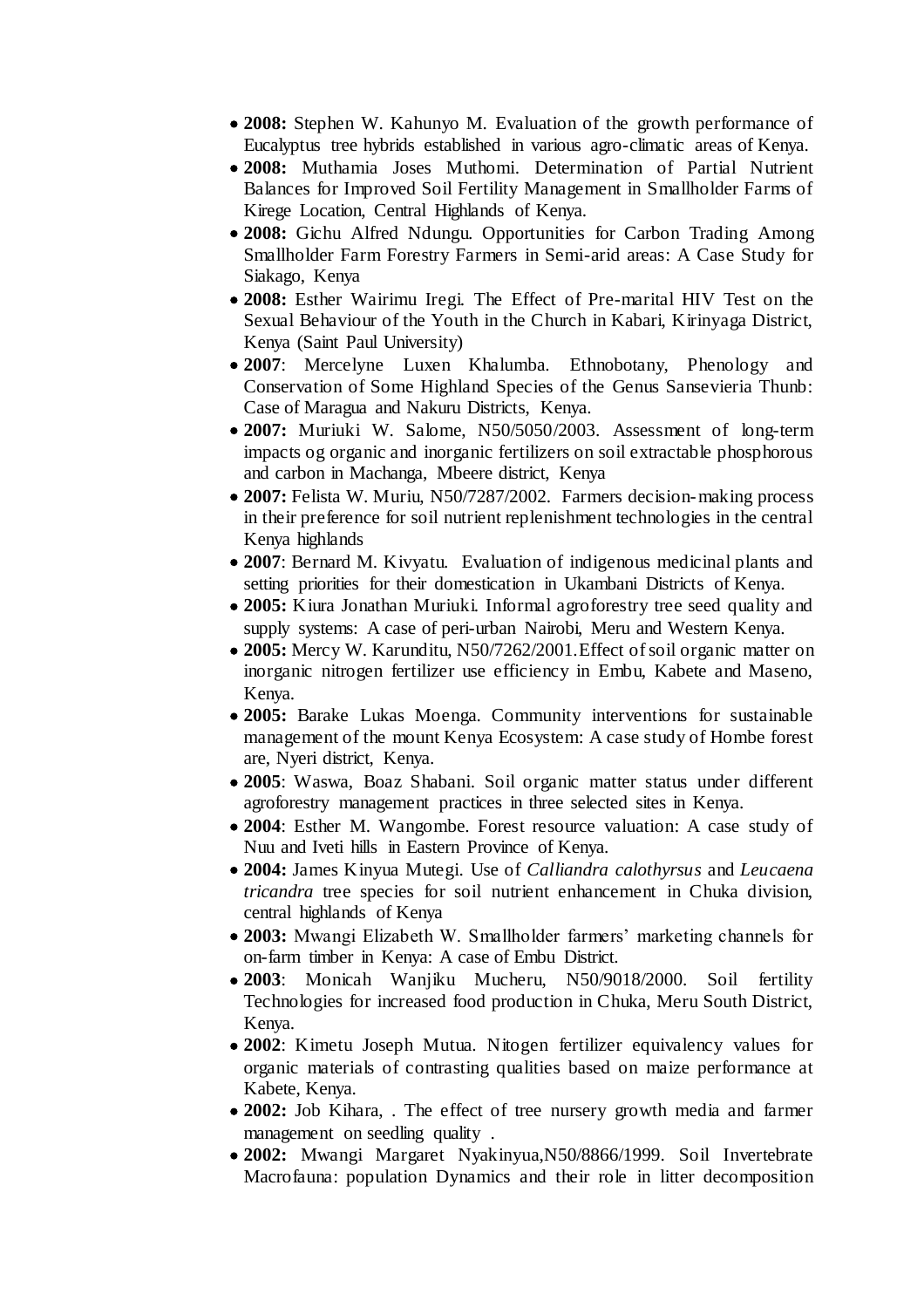- **2008:** Stephen W. Kahunyo M. Evaluation of the growth performance of Eucalyptus tree hybrids established in various agro-climatic areas of Kenya.
- **2008:** Muthamia Joses Muthomi. Determination of Partial Nutrient Balances for Improved Soil Fertility Management in Smallholder Farms of Kirege Location, Central Highlands of Kenya.
- **2008:** Gichu Alfred Ndungu. Opportunities for Carbon Trading Among Smallholder Farm Forestry Farmers in Semi-arid areas: A Case Study for Siakago, Kenya
- **2008:** Esther Wairimu Iregi. The Effect of Pre-marital HIV Test on the Sexual Behaviour of the Youth in the Church in Kabari, Kirinyaga District, Kenya (Saint Paul University)
- **2007**: Mercelyne Luxen Khalumba. Ethnobotany, Phenology and Conservation of Some Highland Species of the Genus Sansevieria Thunb: Case of Maragua and Nakuru Districts, Kenya.
- **2007:** Muriuki W. Salome, N50/5050/2003. Assessment of long-term impacts og organic and inorganic fertilizers on soil extractable phosphorous and carbon in Machanga, Mbeere district, Kenya
- **2007:** Felista W. Muriu, N50/7287/2002. Farmers decision-making process in their preference for soil nutrient replenishment technologies in the central Kenya highlands
- **2007**: Bernard M. Kivyatu. Evaluation of indigenous medicinal plants and setting priorities for their domestication in Ukambani Districts of Kenya.
- **2005:** Kiura Jonathan Muriuki. Informal agroforestry tree seed quality and supply systems: A case of peri-urban Nairobi, Meru and Western Kenya.
- **2005:** Mercy W. Karunditu, N50/7262/2001.Effect of soil organic matter on inorganic nitrogen fertilizer use efficiency in Embu, Kabete and Maseno, Kenya.
- **2005:** Barake Lukas Moenga. Community interventions for sustainable management of the mount Kenya Ecosystem: A case study of Hombe forest are, Nyeri district, Kenya.
- **2005**: Waswa, Boaz Shabani. Soil organic matter status under different agroforestry management practices in three selected sites in Kenya.
- **2004**: Esther M. Wangombe. Forest resource valuation: A case study of Nuu and Iveti hills in Eastern Province of Kenya.
- **2004:** James Kinyua Mutegi. Use of *Calliandra calothyrsus* and *Leucaena tricandra* tree species for soil nutrient enhancement in Chuka division, central highlands of Kenya
- **2003:** Mwangi Elizabeth W. Smallholder farmers' marketing channels for on-farm timber in Kenya: A case of Embu District.
- **2003**: Monicah Wanjiku Mucheru, N50/9018/2000. Soil fertility Technologies for increased food production in Chuka, Meru South District, Kenya.
- **2002**: Kimetu Joseph Mutua. Nitogen fertilizer equivalency values for organic materials of contrasting qualities based on maize performance at Kabete, Kenya.
- **2002:** Job Kihara, . The effect of tree nursery growth media and farmer management on seedling quality .
- **2002:** Mwangi Margaret Nyakinyua,N50/8866/1999. Soil Invertebrate Macrofauna: population Dynamics and their role in litter decomposition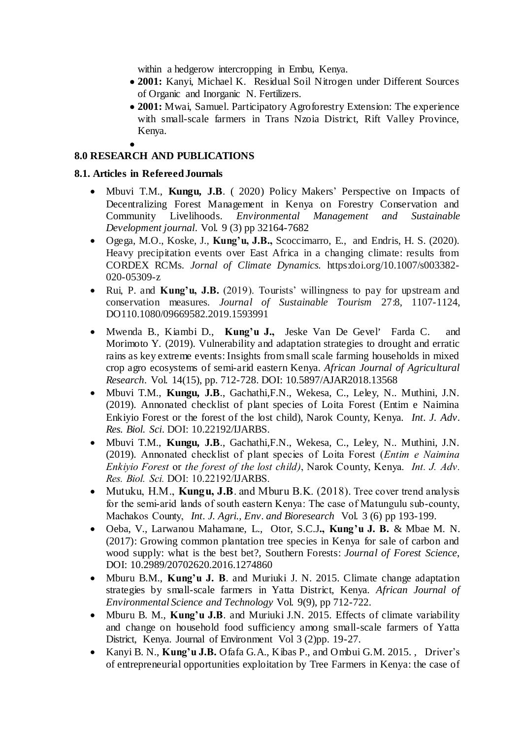within a hedgerow intercropping in Embu, Kenya.

- **2001:** Kanyi, Michael K. Residual Soil Nitrogen under Different Sources of Organic and Inorganic N. Fertilizers.
- **2001:** Mwai, Samuel. Participatory Agroforestry Extension: The experience with small-scale farmers in Trans Nzoia District, Rift Valley Province, Kenya.
- 

## 8.0 RESEARCH AND PUBLICATIONS

### 8.1. Articles in Refereed Journals

- Mbuvi T.M., **Kungu, J.B**. ( 2020) Policy Makers' Perspective on Impacts of Decentralizing Forest Management in Kenya on Forestry Conservation and Community Livelihoods. *Environmental Management and Sustainable Development journal*. Vol. 9 (3) pp 32164-7682
- Ogega, M.O., Koske, J., **Kung'u, J.B.,** Scoccimarro, E., and Endris, H. S. (2020). Heavy precipitation events over East Africa in a changing climate: results from CORDEX RCMs. *Jornal of Climate Dynamics.* https:doi.org/10.1007/s003382-020-05309-z
- Rui, P. and **Kung'u, J.B.** (2019). Tourists' willingness to pay for upstream and conservation measures. *Journal of Sustainable Tourism* 27:8, 1107-1124, DO110.1080/09669582.2019.1593991
- Mwenda B., Kiambi D., **Kung'u J.,** Jeske Van De Gevel' Farda C. and Morimoto Y. (2019). Vulnerability and adaptation strategies to drought and erratic rains as key extreme events: Insights from small scale farming households in mixed crop agro ecosystems of semi-arid eastern Kenya. *African Journal of Agricultural Research*. Vol. 14(15), pp. 712-728. DOI: 10.5897/AJAR2018.13568
- Mbuvi T.M., **Kungu, J.B**., Gachathi,F.N., Wekesa, C., Leley, N.. Muthini, J.N. (2019). Annonated checklist of plant species of Loita Forest (Entim e Naimina Enkiyio Forest or the forest of the lost child), Narok County, Kenya. *Int. J. Adv. Res. Biol. Sci.* DOI: 10.22192/IJARBS.
- Mbuvi T.M., **Kungu, J.B**., Gachathi,F.N., Wekesa, C., Leley, N.. Muthini, J.N. (2019). Annonated checklist of plant species of Loita Forest (*Entim e Naimina Enkiyio Forest* or *the forest of the lost child)*, Narok County, Kenya. *Int. J. Adv. Res. Biol. Sci.* DOI: 10.22192/IJARBS.
- Mutuku, H.M., **Kungu, J.B**. and Mburu B.K. (2018). Tree cover trend analysis for the semi-arid lands of south eastern Kenya: The case of Matungulu sub-county, Machakos County, *Int. J. Agri., Env. and Bioresearch* Vol. 3 (6) pp 193-199.
- Oeba, V., Larwanou Mahamane, L., Otor, S.C.J**., Kung'u J. B.** & Mbae M. N. (2017): Growing common plantation tree species in Kenya for sale of carbon and wood supply: what is the best bet?, Southern Forests: *Journal of Forest Science*, DOI: 10.2989/20702620.2016.1274860
- Mburu B.M., **Kung'u J. B**. and Muriuki J. N. 2015. Climate change adaptation strategies by small-scale farmers in Yatta District, Kenya. *African Journal of Environmental Science and Technology* Vol. 9(9), pp 712-722.
- Mburu B. M., **Kung'u J.B**. and Muriuki J.N. 2015. Effects of climate variability and change on household food sufficiency among small-scale farmers of Yatta District, Kenya. Journal of Environment Vol 3 (2)pp. 19-27.
- Kanyi B. N., **Kung'u J.B.** Ofafa G.A., Kibas P., and Ombui G.M. 2015. , Driver's of entrepreneurial opportunities exploitation by Tree Farmers in Kenya: the case of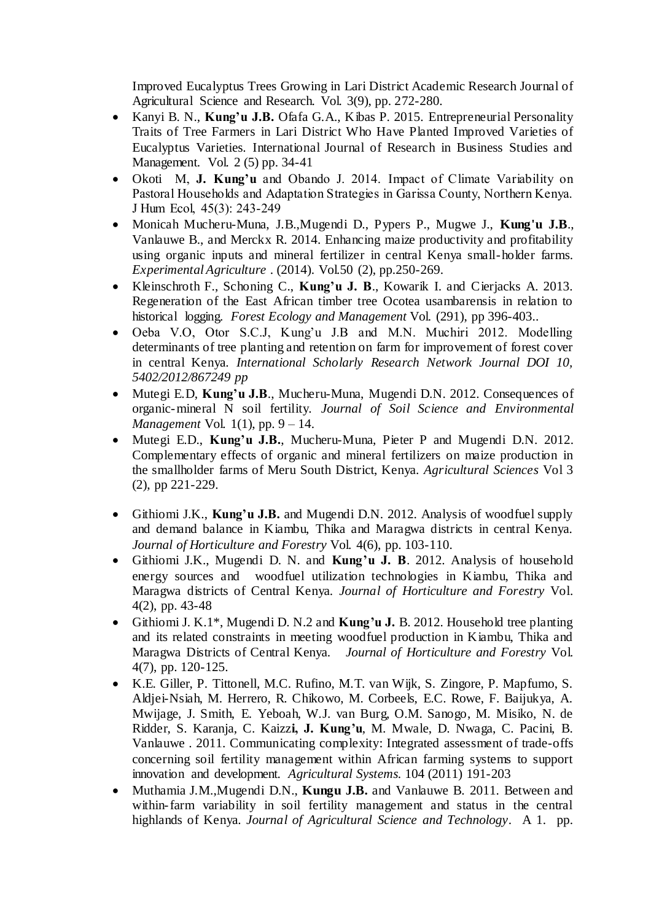Improved Eucalyptus Trees Growing in Lari District Academic Research Journal of Agricultural Science and Research. Vol. 3(9), pp. 272-280.

- Kanyi B. N., **Kung'u J.B.** Ofafa G.A., Kibas P. 2015. Entrepreneurial Personality Traits of Tree Farmers in Lari District Who Have Planted Improved Varieties of Eucalyptus Varieties. International Journal of Research in Business Studies and Management. Vol. 2 (5) pp. 34-41
- Okoti M, **J. Kung'u** and Obando J. 2014. Impact of Climate Variability on Pastoral Households and Adaptation Strategies in Garissa County, Northern Kenya. J Hum Ecol, 45(3): 243-249
- Monicah Mucheru-Muna, J.B.,Mugendi D., Pypers P., Mugwe J., **Kung'u J.B**., Vanlauwe B., and Merckx R. 2014. Enhancing maize productivity and profitability using organic inputs and mineral fertilizer in central Kenya small-holder farms. *Experimental Agriculture* . (2014). Vol.50 (2), pp.250-269.
- Kleinschroth F., Schoning C., **Kung'u J. B**., Kowarik I. and Cierjacks A. 2013. Regeneration of the East African timber tree Ocotea usambarensis in relation to historical logging. *Forest Ecology and Management* Vol. (291), pp 396-403..
- Oeba V.O, Otor S.C.J, Kung'u J.B and M.N. Muchiri 2012. Modelling determinants of tree planting and retention on farm for improvement of forest cover in central Kenya. *International Scholarly Research Network Journal DOI 10, 5402/2012/867249 pp*
- Mutegi E.D, **Kung'u J.B**., Mucheru-Muna, Mugendi D.N. 2012. Consequences of organic-mineral N soil fertility. *Journal of Soil Science and Environmental Management* Vol. 1(1), pp. 9 – 14.
- Mutegi E.D., **Kung'u J.B.**, Mucheru-Muna, Pieter P and Mugendi D.N. 2012. Complementary effects of organic and mineral fertilizers on maize production in the smallholder farms of Meru South District, Kenya. *Agricultural Sciences* Vol 3 (2), pp 221-229.
- Githiomi J.K., **Kung'u J.B.** and Mugendi D.N. 2012. Analysis of woodfuel supply and demand balance in Kiambu, Thika and Maragwa districts in central Kenya. *Journal of Horticulture and Forestry* Vol. 4(6), pp. 103-110.
- Githiomi J.K., Mugendi D. N. and **Kung'u J. B**. 2012. Analysis of household energy sources and woodfuel utilization technologies in Kiambu, Thika and Maragwa districts of Central Kenya. *Journal of Horticulture and Forestry* Vol. 4(2), pp. 43-48
- Githiomi J. K.1*, Mugendi D. N.2 and **Kung'u J.** B. 2012. Household tree planting and its related constraints in meeting woodfuel production in Kiambu, Thika and Maragwa Districts of Central Kenya. *Journal of Horticulture and Forestry* Vol. 4(7), pp. 120-125.
- K.E. Giller, P. Tittonell, M.C. Rufino, M.T. van Wijk, S. Zingore, P. Mapfumo, S. Aldjei-Nsiah, M. Herrero, R. Chikowo, M. Corbeels, E.C. Rowe, F. Baijukya, A. Mwijage, J. Smith, E. Yeboah, W.J. van Burg, O.M. Sanogo, M. Misiko, N. de Ridder, S. Karanja, C. Kaizz**i, J. Kung'u**, M. Mwale, D. Nwaga, C. Pacini, B. Vanlauwe . 2011. Communicating complexity: Integrated assessment of trade-offs concerning soil fertility management within African farming systems to support innovation and development. *Agricultural Systems.* 104 (2011) 191-203
- Muthamia J.M.,Mugendi D.N., **Kungu J.B.** and Vanlauwe B. 2011. Between and within-farm variability in soil fertility management and status in the central highlands of Kenya. *Journal of Agricultural Science and Technology*. A 1. pp.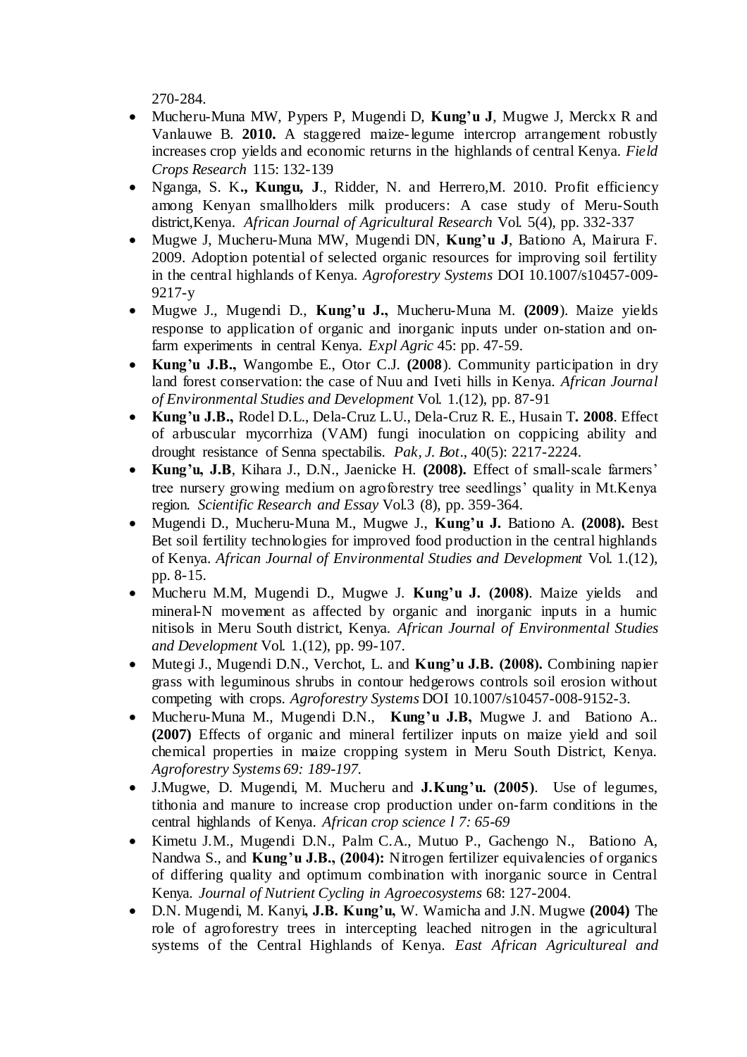270-284.

- Mucheru-Muna MW, Pypers P, Mugendi D, **Kung'u J**, Mugwe J, Merckx R and Vanlauwe B. **2010.** A staggered maize-legume intercrop arrangement robustly increases crop yields and economic returns in the highlands of central Kenya. *Field Crops Research* 115: 132-139
- Nganga, S. K**., Kungu, J**., Ridder, N. and Herrero,M. 2010. Profit efficiency among Kenyan smallholders milk producers: A case study of Meru-South district,Kenya. *African Journal of Agricultural Research* Vol. 5(4), pp. 332-337
- Mugwe J, Mucheru-Muna MW, Mugendi DN, **Kung'u J**, Bationo A, Mairura F. 2009. Adoption potential of selected organic resources for improving soil fertility in the central highlands of Kenya. *Agroforestry Systems* DOI 10.1007/s10457-009-9217-y
- Mugwe J., Mugendi D., **Kung'u J.,** Mucheru-Muna M. **(2009**). Maize yields response to application of organic and inorganic inputs under on-station and on-farm experiments in central Kenya. *Expl Agric* 45: pp. 47-59.
- **Kung'u J.B.,** Wangombe E., Otor C.J. **(2008**). Community participation in dry land forest conservation: the case of Nuu and Iveti hills in Kenya. *African Journal of Environmental Studies and Development* Vol. 1.(12), pp. 87-91
- **Kung'u J.B.,** Rodel D.L., Dela-Cruz L.U., Dela-Cruz R. E., Husain T**. 2008**. Effect of arbuscular mycorrhiza (VAM) fungi inoculation on coppicing ability and drought resistance of Senna spectabilis. *Pak, J. Bot*., 40(5): 2217-2224.
- **Kung'u, J.B**, Kihara J., D.N., Jaenicke H. **(2008).** Effect of small-scale farmers' tree nursery growing medium on agroforestry tree seedlings' quality in Mt.Kenya region. *Scientific Research and Essay* Vol.3 (8), pp. 359-364.
- Mugendi D., Mucheru-Muna M., Mugwe J., **Kung'u J.** Bationo A. **(2008).** Best Bet soil fertility technologies for improved food production in the central highlands of Kenya. *African Journal of Environmental Studies and Development* Vol. 1.(12), pp. 8-15.
- Mucheru M.M, Mugendi D., Mugwe J. **Kung'u J. (2008)**. Maize yields and mineral-N movement as affected by organic and inorganic inputs in a humic nitisols in Meru South district, Kenya. *African Journal of Environmental Studies and Development* Vol. 1.(12), pp. 99-107.
- Mutegi J., Mugendi D.N., Verchot, L. and **Kung'u J.B. (2008).** Combining napier grass with leguminous shrubs in contour hedgerows controls soil erosion without competing with crops. *Agroforestry Systems* DOI 10.1007/s10457-008-9152-3.
- Mucheru-Muna M., Mugendi D.N., **Kung'u J.B,** Mugwe J. and Bationo A.. **(2007)** Effects of organic and mineral fertilizer inputs on maize yield and soil chemical properties in maize cropping system in Meru South District, Kenya. *Agroforestry Systems 69: 189-197.*
- J.Mugwe, D. Mugendi, M. Mucheru and **J.Kung'u. (2005**). Use of legumes, tithonia and manure to increase crop production under on-farm conditions in the central highlands of Kenya. *African crop science l 7: 65-69*
- Kimetu J.M., Mugendi D.N., Palm C.A., Mutuo P., Gachengo N., Bationo A, Nandwa S., and **Kung'u J.B., (2004):** Nitrogen fertilizer equivalencies of organics of differing quality and optimum combination with inorganic source in Central Kenya. *Journal of Nutrient Cycling in Agroecosystems* 68: 127-2004.
- D.N. Mugendi, M. Kanyi**, J.B. Kung'u,** W. Wamicha and J.N. Mugwe **(2004)** The role of agroforestry trees in intercepting leached nitrogen in the agricultural systems of the Central Highlands of Kenya. *East African Agricultureal and*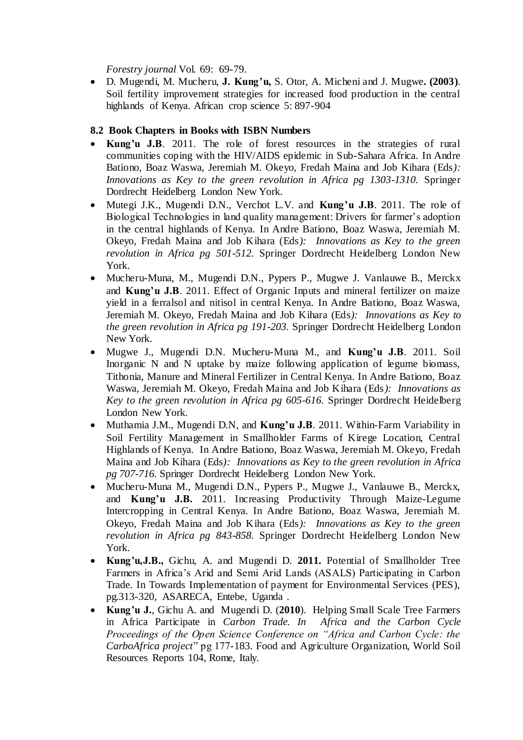*Forestry journal* Vol. 69: 69-79.

- D. Mugendi, M. Mucheru, **J. Kung'u,** S. Otor, A. Micheni and J. Mugwe**. (2003)**. Soil fertility improvement strategies for increased food production in the central highlands of Kenya. African crop science 5: 897-904

### 8.2 Book Chapters in Books with ISBN Numbers

- **Kung'u J.B**. 2011. The role of forest resources in the strategies of rural communities coping with the HIV/AIDS epidemic in Sub-Sahara Africa. In Andre Bationo, Boaz Waswa, Jeremiah M. Okeyo, Fredah Maina and Job Kihara (Eds*): Innovations as Key to the green revolution in Africa pg 1303-1310.* Springer Dordrecht Heidelberg London New York.
- Mutegi J.K., Mugendi D.N., Verchot L.V. and **Kung'u J.B**. 2011. The role of Biological Technologies in land quality management: Drivers for farmer's adoption in the central highlands of Kenya. In Andre Bationo, Boaz Waswa, Jeremiah M. Okeyo, Fredah Maina and Job Kihara (Eds*): Innovations as Key to the green revolution in Africa pg 501-512.* Springer Dordrecht Heidelberg London New York.
- Mucheru-Muna, M., Mugendi D.N., Pypers P., Mugwe J. Vanlauwe B., Merckx and **Kung'u J.B**. 2011. Effect of Organic Inputs and mineral fertilizer on maize yield in a ferralsol and nitisol in central Kenya. In Andre Bationo, Boaz Waswa, Jeremiah M. Okeyo, Fredah Maina and Job Kihara (Eds*): Innovations as Key to the green revolution in Africa pg 191-203.* Springer Dordrecht Heidelberg London New York.
- Mugwe J., Mugendi D.N. Mucheru-Muna M., and **Kung'u J.B**. 2011. Soil Inorganic N and N uptake by maize following application of legume biomass, Tithonia, Manure and Mineral Fertilizer in Central Kenya. In Andre Bationo, Boaz Waswa, Jeremiah M. Okeyo, Fredah Maina and Job Kihara (Eds*): Innovations as Key to the green revolution in Africa pg 605-616.* Springer Dordrecht Heidelberg London New York.
- Muthamia J.M., Mugendi D.N, and **Kung'u J.B**. 2011. Within-Farm Variability in Soil Fertility Management in Smallholder Farms of Kirege Location, Central Highlands of Kenya. In Andre Bationo, Boaz Waswa, Jeremiah M. Okeyo, Fredah Maina and Job Kihara (Eds*): Innovations as Key to the green revolution in Africa pg 707-716.* Springer Dordrecht Heidelberg London New York.
- Mucheru-Muna M., Mugendi D.N., Pypers P., Mugwe J., Vanlauwe B., Merckx, and **Kung'u J.B.** 2011. Increasing Productivity Through Maize-Legume Intercropping in Central Kenya. In Andre Bationo, Boaz Waswa, Jeremiah M. Okeyo, Fredah Maina and Job Kihara (Eds*): Innovations as Key to the green revolution in Africa pg 843-858.* Springer Dordrecht Heidelberg London New York.
- **Kung'u,J.B.,** Gichu, A. and Mugendi D. **2011.** Potential of Smallholder Tree Farmers in Africa's Arid and Semi Arid Lands (ASALS) Participating in Carbon Trade. In Towards Implementation of payment for Environmental Services (PES), pg.313-320, ASARECA, Entebe, Uganda .
- **Kung'u J.**, Gichu A. and Mugendi D. (**2010**). Helping Small Scale Tree Farmers in Africa Participate in *Carbon Trade. In Africa and the Carbon Cycle Proceedings of the Open Science Conference on "Africa and Carbon Cycle: the CarboAfrica project*" pg 177-183. Food and Agriculture Organization, World Soil Resources Reports 104, Rome, Italy.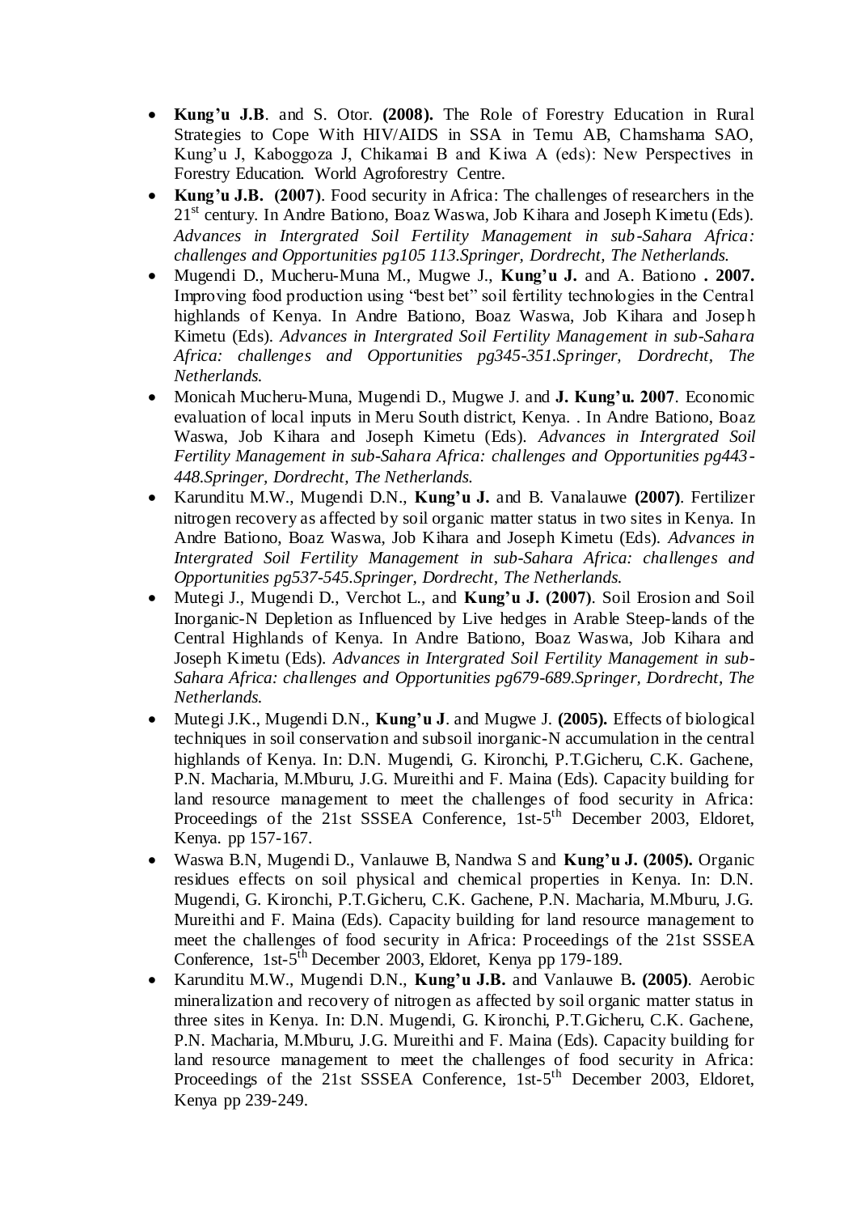- **Kung'u J.B**. and S. Otor. **(2008).** The Role of Forestry Education in Rural Strategies to Cope With HIV/AIDS in SSA in Temu AB, Chamshama SAO, Kung'u J, Kaboggoza J, Chikamai B and Kiwa A (eds): New Perspectives in Forestry Education. World Agroforestry Centre.
- **Kung'u J.B. (2007)**. Food security in Africa: The challenges of researchers in the 21st century. In Andre Bationo, Boaz Waswa, Job Kihara and Joseph Kimetu (Eds). *Advances in Intergrated Soil Fertility Management in sub-Sahara Africa: challenges and Opportunities pg105 113.Springer, Dordrecht, The Netherlands.*
- Mugendi D., Mucheru-Muna M., Mugwe J., **Kung'u J.** and A. Bationo **. 2007.** Improving food production using "best bet" soil fertility technologies in the Central highlands of Kenya. In Andre Bationo, Boaz Waswa, Job Kihara and Joseph Kimetu (Eds). *Advances in Intergrated Soil Fertility Management in sub-Sahara Africa: challenges and Opportunities pg345-351.Springer, Dordrecht, The Netherlands.*
- Monicah Mucheru-Muna, Mugendi D., Mugwe J. and **J. Kung'u. 2007**. Economic evaluation of local inputs in Meru South district, Kenya. . In Andre Bationo, Boaz Waswa, Job Kihara and Joseph Kimetu (Eds). *Advances in Intergrated Soil Fertility Management in sub-Sahara Africa: challenges and Opportunities pg443-448.Springer, Dordrecht, The Netherlands.*
- Karunditu M.W., Mugendi D.N., **Kung'u J.** and B. Vanalauwe **(2007)**. Fertilizer nitrogen recovery as affected by soil organic matter status in two sites in Kenya. In Andre Bationo, Boaz Waswa, Job Kihara and Joseph Kimetu (Eds). *Advances in Intergrated Soil Fertility Management in sub-Sahara Africa: challenges and Opportunities pg537-545.Springer, Dordrecht, The Netherlands.*
- Mutegi J., Mugendi D., Verchot L., and **Kung'u J. (2007)**. Soil Erosion and Soil Inorganic-N Depletion as Influenced by Live hedges in Arable Steep-lands of the Central Highlands of Kenya. In Andre Bationo, Boaz Waswa, Job Kihara and Joseph Kimetu (Eds). *Advances in Intergrated Soil Fertility Management in sub-Sahara Africa: challenges and Opportunities pg679-689.Springer, Dordrecht, The Netherlands.*
- Mutegi J.K., Mugendi D.N., **Kung'u J**. and Mugwe J. **(2005).** Effects of biological techniques in soil conservation and subsoil inorganic-N accumulation in the central highlands of Kenya. In: D.N. Mugendi, G. Kironchi, P.T.Gicheru, C.K. Gachene, P.N. Macharia, M.Mburu, J.G. Mureithi and F. Maina (Eds). Capacity building for land resource management to meet the challenges of food security in Africa: Proceedings of the 21st SSSEA Conference, 1st-5th December 2003, Eldoret, Kenya. pp 157-167.
- Waswa B.N, Mugendi D., Vanlauwe B, Nandwa S and **Kung'u J. (2005).** Organic residues effects on soil physical and chemical properties in Kenya. In: D.N. Mugendi, G. Kironchi, P.T.Gicheru, C.K. Gachene, P.N. Macharia, M.Mburu, J.G. Mureithi and F. Maina (Eds). Capacity building for land resource management to meet the challenges of food security in Africa: Proceedings of the 21st SSSEA Conference, 1st-5th December 2003, Eldoret, Kenya pp 179-189.
- Karunditu M.W., Mugendi D.N., **Kung'u J.B.** and Vanlauwe B**. (2005)**. Aerobic mineralization and recovery of nitrogen as affected by soil organic matter status in three sites in Kenya. In: D.N. Mugendi, G. Kironchi, P.T.Gicheru, C.K. Gachene, P.N. Macharia, M.Mburu, J.G. Mureithi and F. Maina (Eds). Capacity building for land resource management to meet the challenges of food security in Africa: Proceedings of the 21st SSSEA Conference, 1st-5th December 2003, Eldoret, Kenya pp 239-249.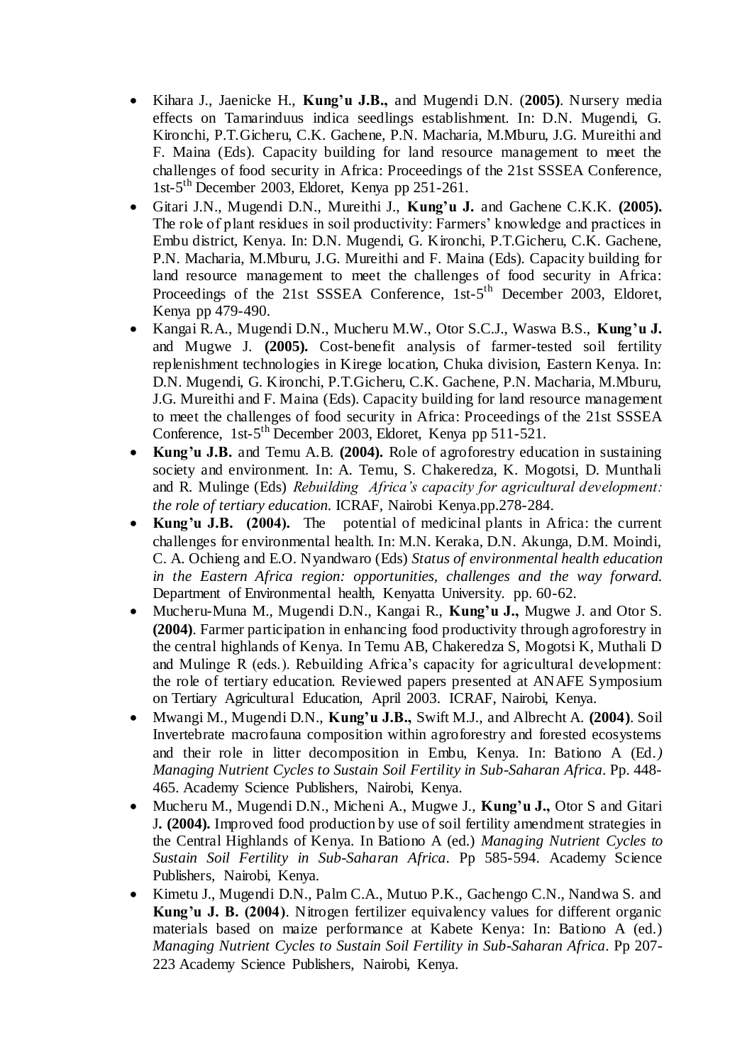- Kihara J., Jaenicke H., **Kung'u J.B.,** and Mugendi D.N. (**2005)**. Nursery media effects on Tamarinduus indica seedlings establishment. In: D.N. Mugendi, G. Kironchi, P.T.Gicheru, C.K. Gachene, P.N. Macharia, M.Mburu, J.G. Mureithi and F. Maina (Eds). Capacity building for land resource management to meet the challenges of food security in Africa: Proceedings of the 21st SSSEA Conference, 1st-5th December 2003, Eldoret, Kenya pp 251-261.
- Gitari J.N., Mugendi D.N., Mureithi J., **Kung'u J.** and Gachene C.K.K. **(2005).** The role of plant residues in soil productivity: Farmers' knowledge and practices in Embu district, Kenya. In: D.N. Mugendi, G. Kironchi, P.T.Gicheru, C.K. Gachene, P.N. Macharia, M.Mburu, J.G. Mureithi and F. Maina (Eds). Capacity building for land resource management to meet the challenges of food security in Africa: Proceedings of the 21st SSSEA Conference, 1st-5th December 2003, Eldoret, Kenya pp 479-490.
- Kangai R.A., Mugendi D.N., Mucheru M.W., Otor S.C.J., Waswa B.S., **Kung'u J.** and Mugwe J. **(2005).** Cost-benefit analysis of farmer-tested soil fertility replenishment technologies in Kirege location, Chuka division, Eastern Kenya. In: D.N. Mugendi, G. Kironchi, P.T.Gicheru, C.K. Gachene, P.N. Macharia, M.Mburu, J.G. Mureithi and F. Maina (Eds). Capacity building for land resource management to meet the challenges of food security in Africa: Proceedings of the 21st SSSEA Conference, 1st-5th December 2003, Eldoret, Kenya pp 511-521.
- **Kung'u J.B.** and Temu A.B. **(2004).** Role of agroforestry education in sustaining society and environment. In: A. Temu, S. Chakeredza, K. Mogotsi, D. Munthali and R. Mulinge (Eds) *Rebuilding Africa's capacity for agricultural development: the role of tertiary education.* ICRAF, Nairobi Kenya.pp.278-284.
- **Kung'u J.B. (2004).** The potential of medicinal plants in Africa: the current challenges for environmental health. In: M.N. Keraka, D.N. Akunga, D.M. Moindi, C. A. Ochieng and E.O. Nyandwaro (Eds) *Status of environmental health education in the Eastern Africa region: opportunities, challenges and the way forward.* Department of Environmental health, Kenyatta University. pp. 60-62.
- Mucheru-Muna M., Mugendi D.N., Kangai R., **Kung'u J.,** Mugwe J. and Otor S. **(2004)**. Farmer participation in enhancing food productivity through agroforestry in the central highlands of Kenya. In Temu AB, Chakeredza S, Mogotsi K, Muthali D and Mulinge R (eds.). Rebuilding Africa's capacity for agricultural development: the role of tertiary education. Reviewed papers presented at ANAFE Symposium on Tertiary Agricultural Education, April 2003. ICRAF, Nairobi, Kenya.
- Mwangi M., Mugendi D.N., **Kung'u J.B.,** Swift M.J., and Albrecht A. **(2004)**. Soil Invertebrate macrofauna composition within agroforestry and forested ecosystems and their role in litter decomposition in Embu, Kenya. In: Bationo A (Ed.) *Managing Nutrient Cycles to Sustain Soil Fertility in Sub-Saharan Africa*. Pp. 448-465. Academy Science Publishers, Nairobi, Kenya.
- Mucheru M., Mugendi D.N., Micheni A., Mugwe J., **Kung'u J.,** Otor S and Gitari J**. (2004).** Improved food production by use of soil fertility amendment strategies in the Central Highlands of Kenya. In Bationo A (ed.) *Managing Nutrient Cycles to Sustain Soil Fertility in Sub-Saharan Africa*. Pp 585-594. Academy Science Publishers, Nairobi, Kenya.
- Kimetu J., Mugendi D.N., Palm C.A., Mutuo P.K., Gachengo C.N., Nandwa S. and **Kung'u J. B. (2004)**. Nitrogen fertilizer equivalency values for different organic materials based on maize performance at Kabete Kenya: In: Bationo A (ed.) *Managing Nutrient Cycles to Sustain Soil Fertility in Sub-Saharan Africa*. Pp 207-223 Academy Science Publishers, Nairobi, Kenya.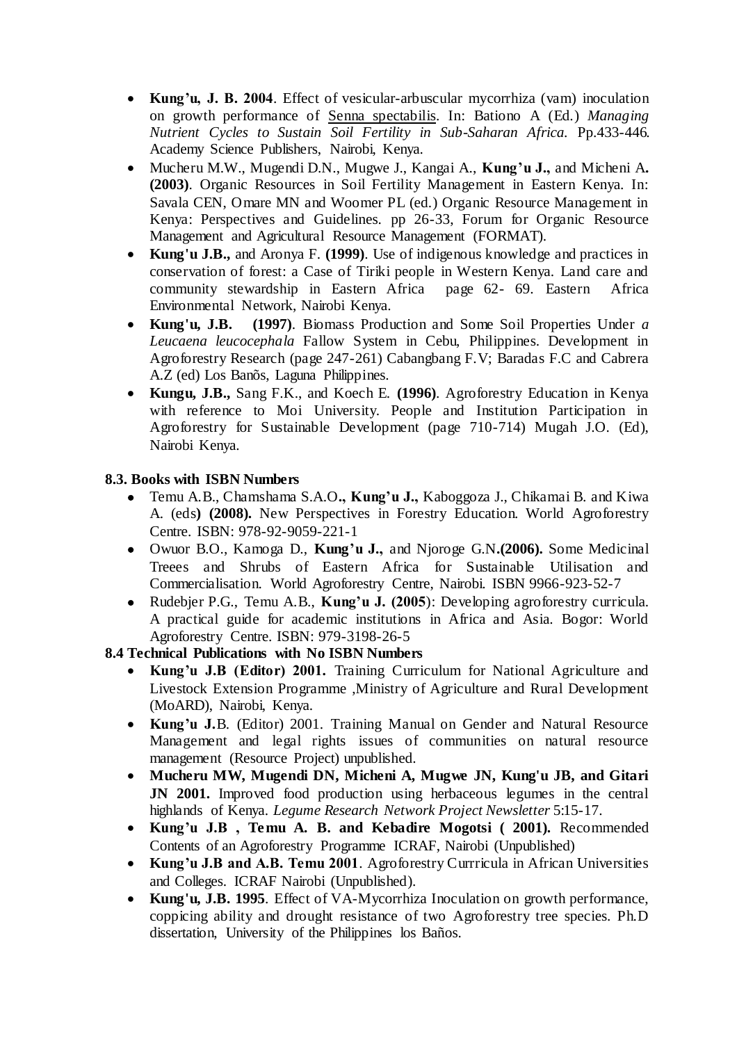- **Kung'u, J. B. 2004**. Effect of vesicular-arbuscular mycorrhiza (vam) inoculation on growth performance of Senna spectabilis. In: Bationo A (Ed.) *Managing Nutrient Cycles to Sustain Soil Fertility in Sub-Saharan Africa.* Pp.433-446. Academy Science Publishers, Nairobi, Kenya.
- Mucheru M.W., Mugendi D.N., Mugwe J., Kangai A., **Kung'u J.,** and Micheni A**. (2003)**. Organic Resources in Soil Fertility Management in Eastern Kenya. In: Savala CEN, Omare MN and Woomer PL (ed.) Organic Resource Management in Kenya: Perspectives and Guidelines. pp 26-33, Forum for Organic Resource Management and Agricultural Resource Management (FORMAT).
- **Kung'u J.B.,** and Aronya F. **(1999)**. Use of indigenous knowledge and practices in conservation of forest: a Case of Tiriki people in Western Kenya. Land care and community stewardship in Eastern Africa page 62- 69. Eastern Africa Environmental Network, Nairobi Kenya.
- **Kung'u, J.B. (1997)**. Biomass Production and Some Soil Properties Under *a Leucaena leucocephala* Fallow System in Cebu, Philippines. Development in Agroforestry Research (page 247-261) Cabangbang F.V; Baradas F.C and Cabrera A.Z (ed) Los Banõs, Laguna Philippines.
- **Kungu, J.B.,** Sang F.K., and Koech E. **(1996)**. Agroforestry Education in Kenya with reference to Moi University. People and Institution Participation in Agroforestry for Sustainable Development (page 710-714) Mugah J.O. (Ed), Nairobi Kenya.

#### 8.3. Books with ISBN Numbers

- Temu A.B., Chamshama S.A.O**., Kung'u J.,** Kaboggoza J., Chikamai B. and Kiwa A. (eds**) (2008).** New Perspectives in Forestry Education. World Agroforestry Centre. ISBN: 978-92-9059-221-1
- Owuor B.O., Kamoga D., **Kung'u J.,** and Njoroge G.N**.(2006).** Some Medicinal Treees and Shrubs of Eastern Africa for Sustainable Utilisation and Commercialisation. World Agroforestry Centre, Nairobi. ISBN 9966-923-52-7
- Rudebjer P.G., Temu A.B., **Kung'u J. (2005**): Developing agroforestry curricula. A practical guide for academic institutions in Africa and Asia. Bogor: World Agroforestry Centre. ISBN: 979-3198-26-5

#### 8.4 Technical Publications with No ISBN Numbers

- **Kung'u J.B (Editor) 2001.** Training Curriculum for National Agriculture and Livestock Extension Programme ,Ministry of Agriculture and Rural Development (MoARD), Nairobi, Kenya.
- **Kung'u J.**B. (Editor) 2001. Training Manual on Gender and Natural Resource Management and legal rights issues of communities on natural resource management (Resource Project) unpublished.
- **Mucheru MW, Mugendi DN, Micheni A, Mugwe JN, Kung'u JB, and Gitari JN 2001.** Improved food production using herbaceous legumes in the central highlands of Kenya. *Legume Research Network Project Newsletter* 5:15-17.
- **Kung'u J.B , Temu A. B. and Kebadire Mogotsi ( 2001).** Recommended Contents of an Agroforestry Programme ICRAF, Nairobi (Unpublished)
- **Kung'u J.B and A.B. Temu 2001**. Agroforestry Currricula in African Universities and Colleges. ICRAF Nairobi (Unpublished).
- **Kung'u, J.B. 1995**. Effect of VA-Mycorrhiza Inoculation on growth performance, coppicing ability and drought resistance of two Agroforestry tree species. Ph.D dissertation, University of the Philippines los Baños.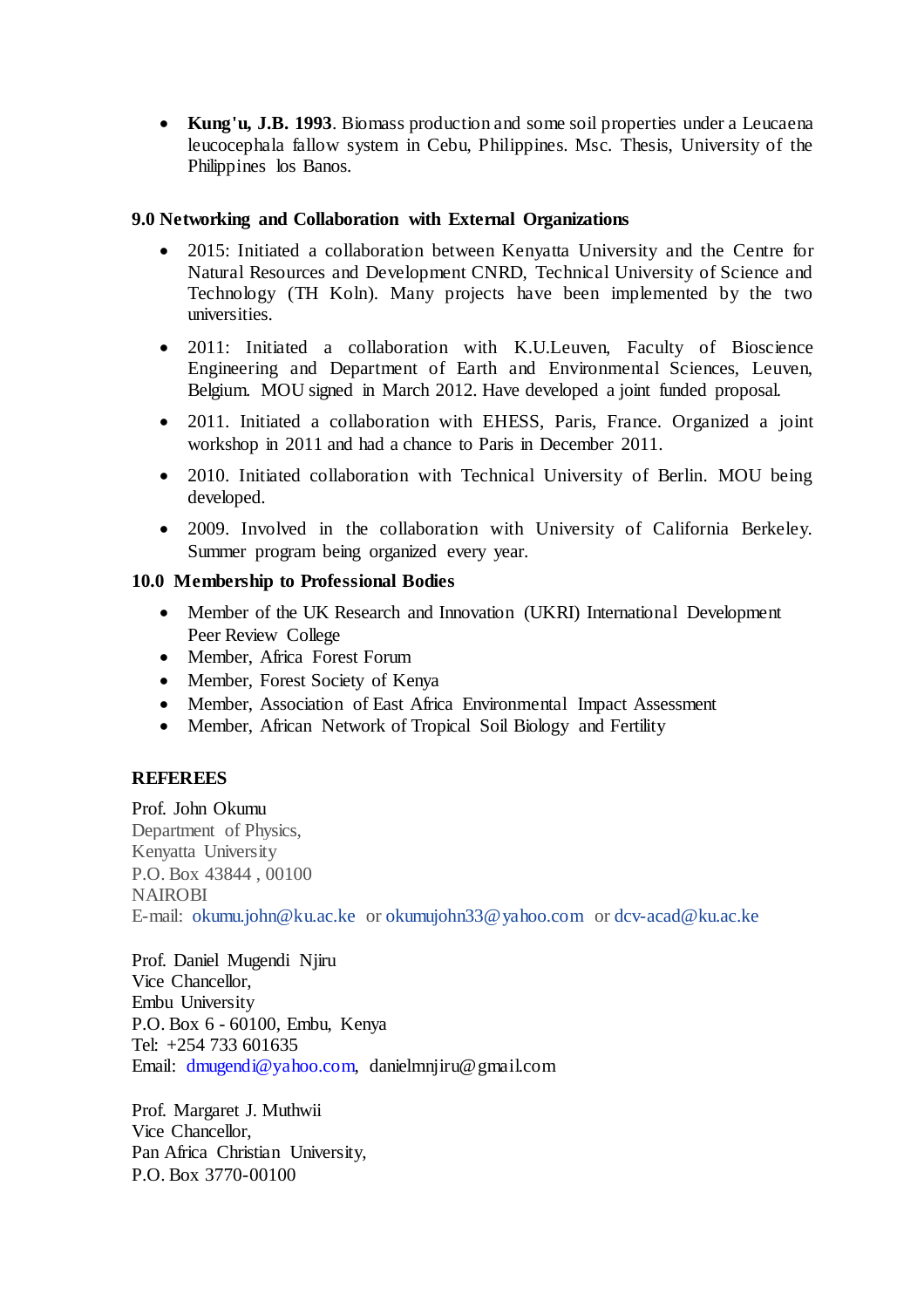- **Kung'u, J.B. 1993**. Biomass production and some soil properties under a Leucaena leucocephala fallow system in Cebu, Philippines. Msc. Thesis, University of the Philippines los Banos.

### 9.0 Networking and Collaboration with External Organizations

- 2015: Initiated a collaboration between Kenyatta University and the Centre for Natural Resources and Development CNRD, Technical University of Science and Technology (TH Koln). Many projects have been implemented by the two universities.
- 2011: Initiated a collaboration with K.U.Leuven, Faculty of Bioscience Engineering and Department of Earth and Environmental Sciences, Leuven, Belgium. MOU signed in March 2012. Have developed a joint funded proposal.
- 2011. Initiated a collaboration with EHESS, Paris, France. Organized a joint workshop in 2011 and had a chance to Paris in December 2011.
- 2010. Initiated collaboration with Technical University of Berlin. MOU being developed.
- 2009. Involved in the collaboration with University of California Berkeley. Summer program being organized every year.

### 10.0 Membership to Professional Bodies

- Member of the UK Research and Innovation (UKRI) International Development Peer Review College
- Member, Africa Forest Forum
- Member, Forest Society of Kenya
- Member, Association of East Africa Environmental Impact Assessment
- Member, African Network of Tropical Soil Biology and Fertility

### REFEREES

Prof. John Okumu
Department of Physics,
Kenyatta University
P.O. Box 43844 , 00100
NAIROBI
E-mail: okumu.john@ku.ac.ke or okumujohn33@yahoo.com or dcv-acad@ku.ac.ke

Prof. Daniel Mugendi Njiru
Vice Chancellor,
Embu University
P.O. Box 6 - 60100, Embu, Kenya
Tel: +254 733 601635
Email: dmugendi@yahoo.com, danielmnjiru@gmail.com

Prof. Margaret J. Muthwii
Vice Chancellor,
Pan Africa Christian University,
P.O. Box 3770-00100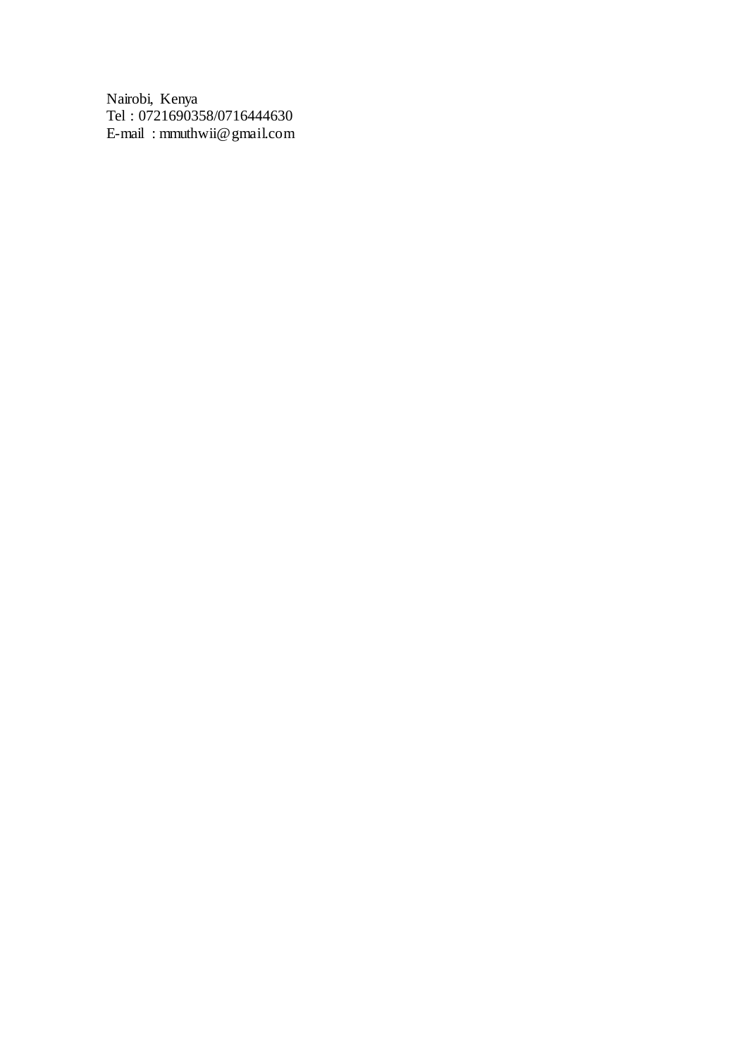Nairobi, Kenya
Tel : 0721690358/0716444630
E-mail : mmuthwii@gmail.com